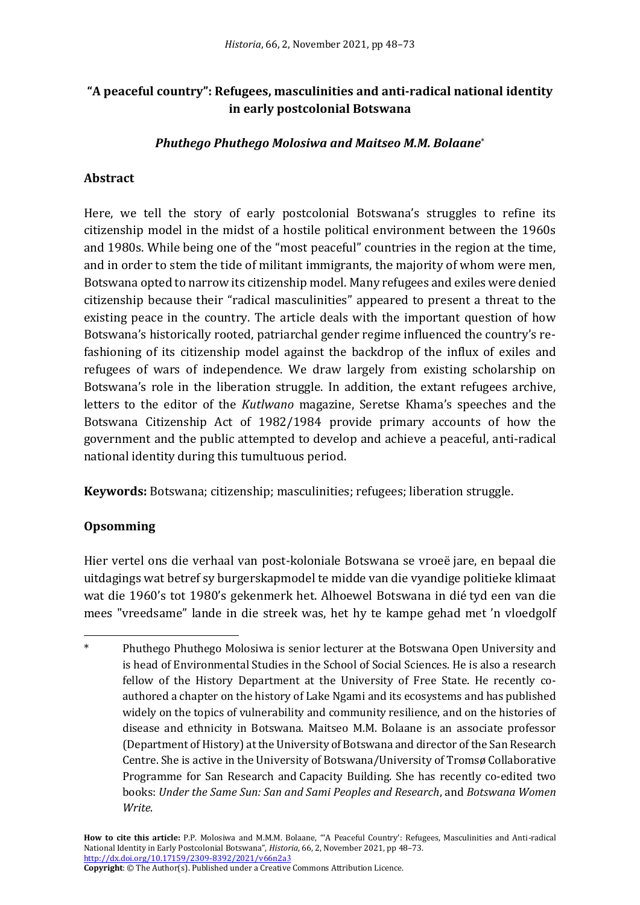# "A peaceful country": Refugees, masculinities and anti-radical national identity in early postcolonial Botswana

***Phuthego Phuthego Molosiwa and Maitseo M.M. Bolaane****

## Abstract

Here, we tell the story of early postcolonial Botswana's struggles to refine its citizenship model in the midst of a hostile political environment between the 1960s and 1980s. While being one of the "most peaceful" countries in the region at the time, and in order to stem the tide of militant immigrants, the majority of whom were men, Botswana opted to narrow its citizenship model. Many refugees and exiles were denied citizenship because their "radical masculinities" appeared to present a threat to the existing peace in the country. The article deals with the important question of how Botswana's historically rooted, patriarchal gender regime influenced the country's re-fashioning of its citizenship model against the backdrop of the influx of exiles and refugees of wars of independence. We draw largely from existing scholarship on Botswana's role in the liberation struggle. In addition, the extant refugees archive, letters to the editor of the *Kutlwano* magazine, Seretse Khama's speeches and the Botswana Citizenship Act of 1982/1984 provide primary accounts of how the government and the public attempted to develop and achieve a peaceful, anti-radical national identity during this tumultuous period.

**Keywords:** Botswana; citizenship; masculinities; refugees; liberation struggle.

## Opsomming

Hier vertel ons die verhaal van post-koloniale Botswana se vroeë jare, en bepaal die uitdagings wat betref sy burgerskapmodel te midde van die vyandige politieke klimaat wat die 1960's tot 1980's gekenmerk het. Alhoewel Botswana in dié tyd een van die mees "vreedsame" lande in die streek was, het hy te kampe gehad met 'n vloedgolf

---

\* Phuthego Phuthego Molosiwa is senior lecturer at the Botswana Open University and is head of Environmental Studies in the School of Social Sciences. He is also a research fellow of the History Department at the University of Free State. He recently co-authored a chapter on the history of Lake Ngami and its ecosystems and has published widely on the topics of vulnerability and community resilience, and on the histories of disease and ethnicity in Botswana. Maitseo M.M. Bolaane is an associate professor (Department of History) at the University of Botswana and director of the San Research Centre. She is active in the University of Botswana/University of Tromsø Collaborative Programme for San Research and Capacity Building. She has recently co-edited two books: *Under the Same Sun: San and Sami Peoples and Research*, and *Botswana Women Write*.

**How to cite this article:** P.P. Molosiwa and M.M.M. Bolaane, "'A Peaceful Country': Refugees, Masculinities and Anti-radical National Identity in Early Postcolonial Botswana", *Historia*, 66, 2, November 2021, pp 48–73. http://dx.doi.org/10.17159/2309-8392/2021/v66n2a3

**Copyright**: © The Author(s). Published under a Creative Commons Attribution Licence.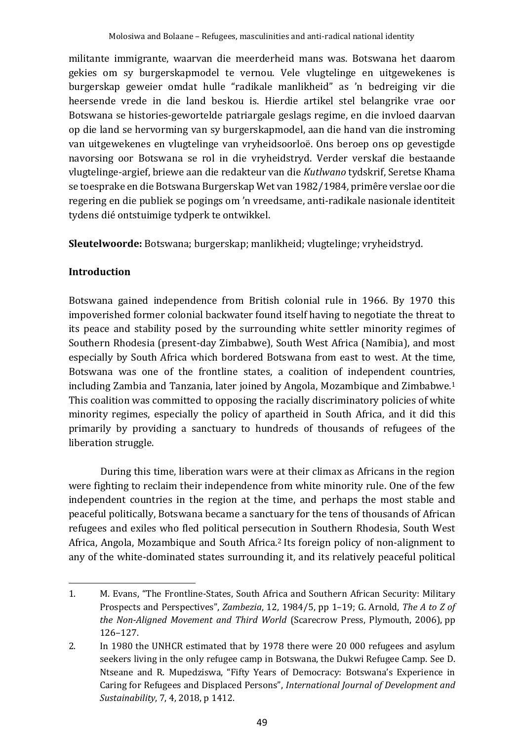militante immigrante, waarvan die meerderheid mans was. Botswana het daarom gekies om sy burgerskapmodel te vernou. Vele vlugtelinge en uitgewekenes is burgerskap geweier omdat hulle "radikale manlikheid" as 'n bedreiging vir die heersende vrede in die land beskou is. Hierdie artikel stel belangrike vrae oor Botswana se histories-gewortelde patriargale geslags regime, en die invloed daarvan op die land se hervorming van sy burgerskapmodel, aan die hand van die instroming van uitgewekenes en vlugtelinge van vryheidsoorloë. Ons beroep ons op gevestigde navorsing oor Botswana se rol in die vryheidstryd. Verder verskaf die bestaande vlugtelinge-argief, briewe aan die redakteur van die *Kutlwano* tydskrif, Seretse Khama se toesprake en die Botswana Burgerskap Wet van 1982/1984, primêre verslae oor die regering en die publiek se pogings om 'n vreedsame, anti-radikale nasionale identiteit tydens dié ontstuimige tydperk te ontwikkel.

**Sleutelwoorde:** Botswana; burgerskap; manlikheid; vlugtelinge; vryheidstryd.

## Introduction

Botswana gained independence from British colonial rule in 1966. By 1970 this impoverished former colonial backwater found itself having to negotiate the threat to its peace and stability posed by the surrounding white settler minority regimes of Southern Rhodesia (present-day Zimbabwe), South West Africa (Namibia), and most especially by South Africa which bordered Botswana from east to west. At the time, Botswana was one of the frontline states, a coalition of independent countries, including Zambia and Tanzania, later joined by Angola, Mozambique and Zimbabwe.[1] This coalition was committed to opposing the racially discriminatory policies of white minority regimes, especially the policy of apartheid in South Africa, and it did this primarily by providing a sanctuary to hundreds of thousands of refugees of the liberation struggle.

During this time, liberation wars were at their climax as Africans in the region were fighting to reclaim their independence from white minority rule. One of the few independent countries in the region at the time, and perhaps the most stable and peaceful politically, Botswana became a sanctuary for the tens of thousands of African refugees and exiles who fled political persecution in Southern Rhodesia, South West Africa, Angola, Mozambique and South Africa.[2] Its foreign policy of non-alignment to any of the white-dominated states surrounding it, and its relatively peaceful political

1. M. Evans, "The Frontline-States, South Africa and Southern African Security: Military Prospects and Perspectives", *Zambezia*, 12, 1984/5, pp 1–19; G. Arnold, *The A to Z of the Non-Aligned Movement and Third World* (Scarecrow Press, Plymouth, 2006), pp 126–127.
2. In 1980 the UNHCR estimated that by 1978 there were 20 000 refugees and asylum seekers living in the only refugee camp in Botswana, the Dukwi Refugee Camp. See D. Ntseane and R. Mupedziswa, "Fifty Years of Democracy: Botswana's Experience in Caring for Refugees and Displaced Persons", *International Journal of Development and Sustainability*, 7, 4, 2018, p 1412.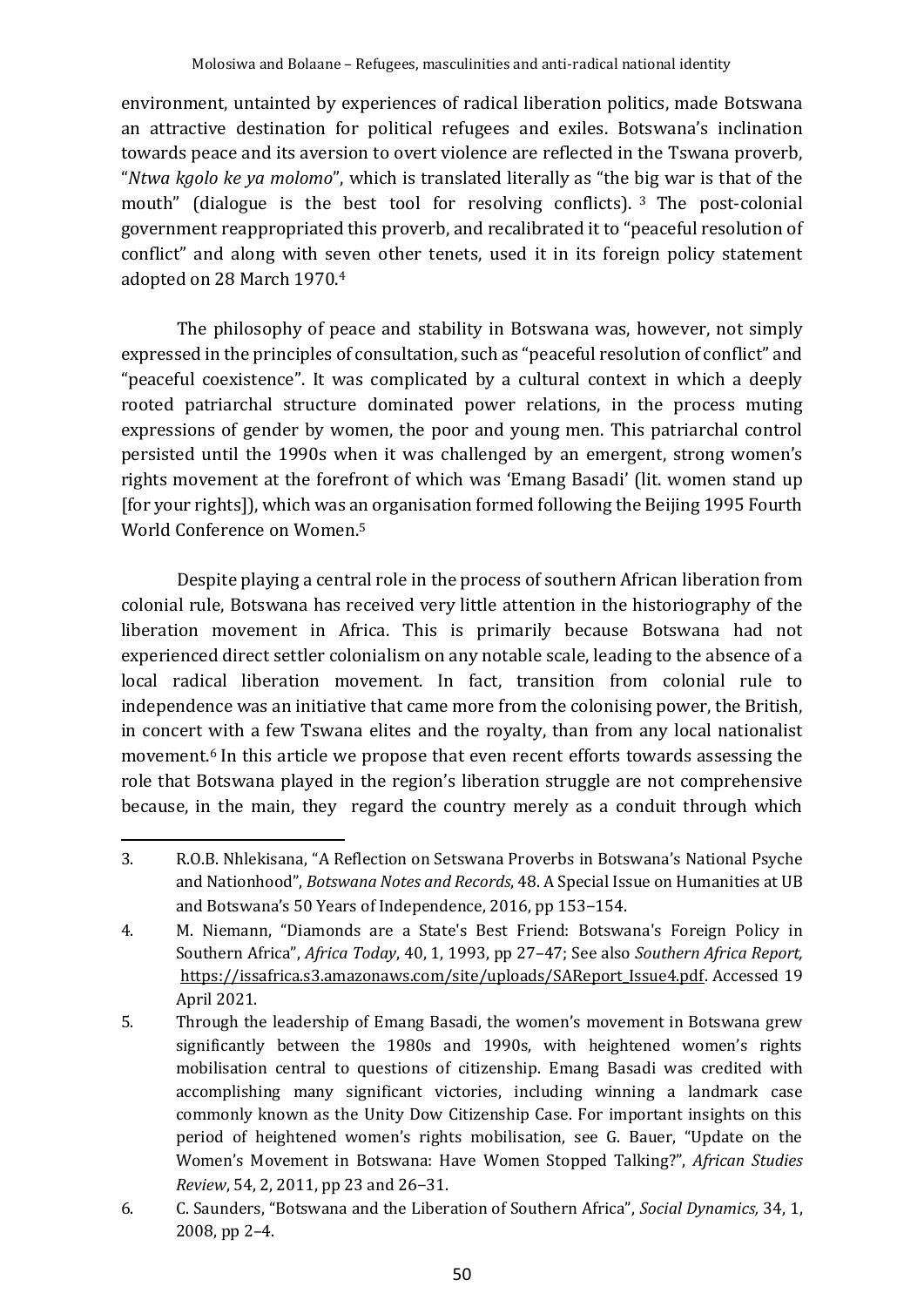environment, untainted by experiences of radical liberation politics, made Botswana an attractive destination for political refugees and exiles. Botswana's inclination towards peace and its aversion to overt violence are reflected in the Tswana proverb, "*Ntwa kgolo ke ya molomo*", which is translated literally as "the big war is that of the mouth" (dialogue is the best tool for resolving conflicts). [3] The post-colonial government reappropriated this proverb, and recalibrated it to "peaceful resolution of conflict" and along with seven other tenets, used it in its foreign policy statement adopted on 28 March 1970.[4]

The philosophy of peace and stability in Botswana was, however, not simply expressed in the principles of consultation, such as "peaceful resolution of conflict" and "peaceful coexistence". It was complicated by a cultural context in which a deeply rooted patriarchal structure dominated power relations, in the process muting expressions of gender by women, the poor and young men. This patriarchal control persisted until the 1990s when it was challenged by an emergent, strong women's rights movement at the forefront of which was 'Emang Basadi' (lit. women stand up [for your rights]), which was an organisation formed following the Beijing 1995 Fourth World Conference on Women.[5]

Despite playing a central role in the process of southern African liberation from colonial rule, Botswana has received very little attention in the historiography of the liberation movement in Africa. This is primarily because Botswana had not experienced direct settler colonialism on any notable scale, leading to the absence of a local radical liberation movement. In fact, transition from colonial rule to independence was an initiative that came more from the colonising power, the British, in concert with a few Tswana elites and the royalty, than from any local nationalist movement.[6] In this article we propose that even recent efforts towards assessing the role that Botswana played in the region's liberation struggle are not comprehensive because, in the main, they regard the country merely as a conduit through which

---

3. R.O.B. Nhlekisana, "A Reflection on Setswana Proverbs in Botswana's National Psyche and Nationhood", *Botswana Notes and Records*, 48. A Special Issue on Humanities at UB and Botswana's 50 Years of Independence, 2016, pp 153–154.
4. M. Niemann, "Diamonds are a State's Best Friend: Botswana's Foreign Policy in Southern Africa", *Africa Today*, 40, 1, 1993, pp 27–47; See also *Southern Africa Report,* https://issafrica.s3.amazonaws.com/site/uploads/SAReport_Issue4.pdf. Accessed 19 April 2021.
5. Through the leadership of Emang Basadi, the women's movement in Botswana grew significantly between the 1980s and 1990s, with heightened women's rights mobilisation central to questions of citizenship. Emang Basadi was credited with accomplishing many significant victories, including winning a landmark case commonly known as the Unity Dow Citizenship Case. For important insights on this period of heightened women's rights mobilisation, see G. Bauer, "Update on the Women's Movement in Botswana: Have Women Stopped Talking?", *African Studies Review*, 54, 2, 2011, pp 23 and 26–31.
6. C. Saunders, "Botswana and the Liberation of Southern Africa", *Social Dynamics,* 34, 1, 2008, pp 2–4.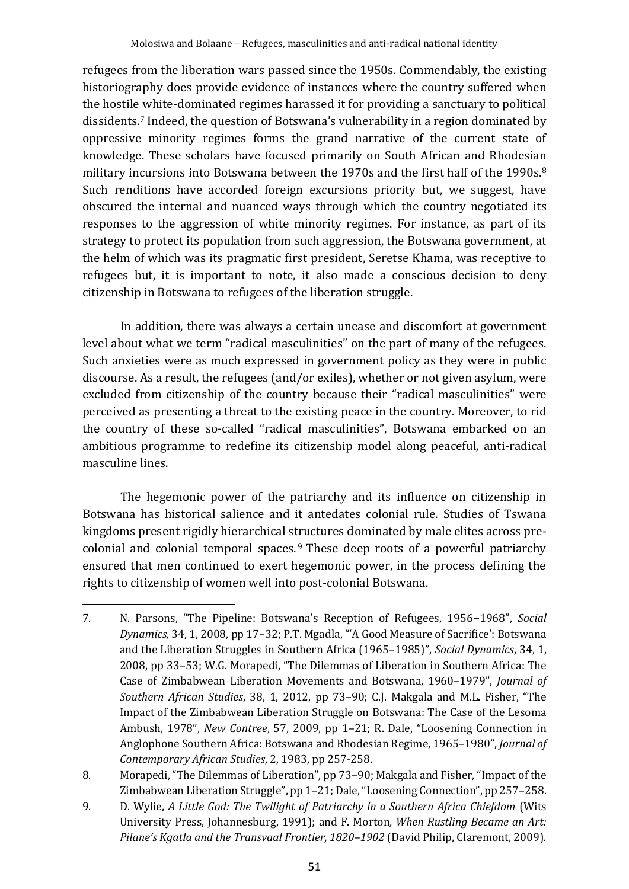refugees from the liberation wars passed since the 1950s. Commendably, the existing historiography does provide evidence of instances where the country suffered when the hostile white-dominated regimes harassed it for providing a sanctuary to political dissidents.[7] Indeed, the question of Botswana's vulnerability in a region dominated by oppressive minority regimes forms the grand narrative of the current state of knowledge. These scholars have focused primarily on South African and Rhodesian military incursions into Botswana between the 1970s and the first half of the 1990s.[8] Such renditions have accorded foreign excursions priority but, we suggest, have obscured the internal and nuanced ways through which the country negotiated its responses to the aggression of white minority regimes. For instance, as part of its strategy to protect its population from such aggression, the Botswana government, at the helm of which was its pragmatic first president, Seretse Khama, was receptive to refugees but, it is important to note, it also made a conscious decision to deny citizenship in Botswana to refugees of the liberation struggle.

In addition, there was always a certain unease and discomfort at government level about what we term "radical masculinities" on the part of many of the refugees. Such anxieties were as much expressed in government policy as they were in public discourse. As a result, the refugees (and/or exiles), whether or not given asylum, were excluded from citizenship of the country because their "radical masculinities" were perceived as presenting a threat to the existing peace in the country. Moreover, to rid the country of these so-called "radical masculinities", Botswana embarked on an ambitious programme to redefine its citizenship model along peaceful, anti-radical masculine lines.

The hegemonic power of the patriarchy and its influence on citizenship in Botswana has historical salience and it antedates colonial rule. Studies of Tswana kingdoms present rigidly hierarchical structures dominated by male elites across pre-colonial and colonial temporal spaces.[9] These deep roots of a powerful patriarchy ensured that men continued to exert hegemonic power, in the process defining the rights to citizenship of women well into post-colonial Botswana.

---

7. N. Parsons, "The Pipeline: Botswana's Reception of Refugees, 1956–1968", *Social Dynamics,* 34, 1, 2008, pp 17–32; P.T. Mgadla, "'A Good Measure of Sacrifice': Botswana and the Liberation Struggles in Southern Africa (1965–1985)", *Social Dynamics*, 34, 1, 2008, pp 33–53; W.G. Morapedi, "The Dilemmas of Liberation in Southern Africa: The Case of Zimbabwean Liberation Movements and Botswana, 1960–1979", *Journal of Southern African Studies*, 38, 1, 2012, pp 73–90; C.J. Makgala and M.L. Fisher, "The Impact of the Zimbabwean Liberation Struggle on Botswana: The Case of the Lesoma Ambush, 1978", *New Contree*, 57, 2009, pp 1–21; R. Dale, "Loosening Connection in Anglophone Southern Africa: Botswana and Rhodesian Regime, 1965–1980", *Journal of Contemporary African Studies*, 2, 1983, pp 257-258.
8. Morapedi, "The Dilemmas of Liberation", pp 73–90; Makgala and Fisher, "Impact of the Zimbabwean Liberation Struggle", pp 1–21; Dale, "Loosening Connection", pp 257–258.
9. D. Wylie, *A Little God: The Twilight of Patriarchy in a Southern Africa Chiefdom* (Wits University Press, Johannesburg, 1991); and F. Morton, *When Rustling Became an Art: Pilane's Kgatla and the Transvaal Frontier, 1820–1902* (David Philip, Claremont, 2009).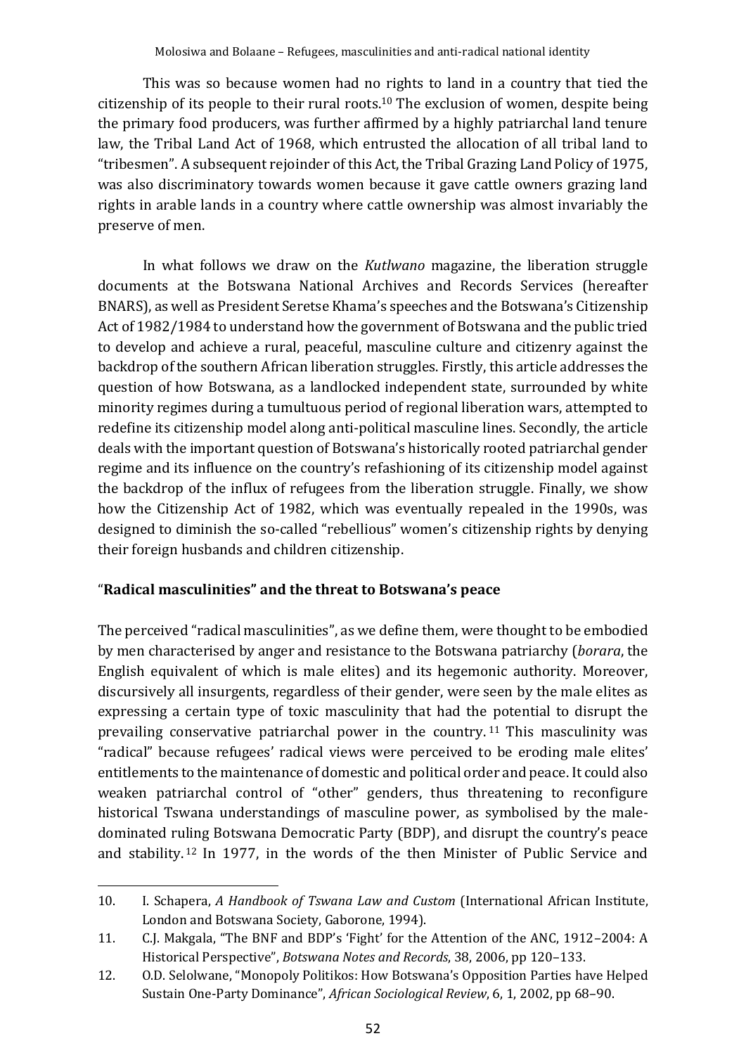This was so because women had no rights to land in a country that tied the citizenship of its people to their rural roots.[10] The exclusion of women, despite being the primary food producers, was further affirmed by a highly patriarchal land tenure law, the Tribal Land Act of 1968, which entrusted the allocation of all tribal land to "tribesmen". A subsequent rejoinder of this Act, the Tribal Grazing Land Policy of 1975, was also discriminatory towards women because it gave cattle owners grazing land rights in arable lands in a country where cattle ownership was almost invariably the preserve of men.

In what follows we draw on the *Kutlwano* magazine, the liberation struggle documents at the Botswana National Archives and Records Services (hereafter BNARS), as well as President Seretse Khama's speeches and the Botswana's Citizenship Act of 1982/1984 to understand how the government of Botswana and the public tried to develop and achieve a rural, peaceful, masculine culture and citizenry against the backdrop of the southern African liberation struggles. Firstly, this article addresses the question of how Botswana, as a landlocked independent state, surrounded by white minority regimes during a tumultuous period of regional liberation wars, attempted to redefine its citizenship model along anti-political masculine lines. Secondly, the article deals with the important question of Botswana's historically rooted patriarchal gender regime and its influence on the country's refashioning of its citizenship model against the backdrop of the influx of refugees from the liberation struggle. Finally, we show how the Citizenship Act of 1982, which was eventually repealed in the 1990s, was designed to diminish the so-called "rebellious" women's citizenship rights by denying their foreign husbands and children citizenship.

## "Radical masculinities" and the threat to Botswana's peace

The perceived "radical masculinities", as we define them, were thought to be embodied by men characterised by anger and resistance to the Botswana patriarchy (*borara*, the English equivalent of which is male elites) and its hegemonic authority. Moreover, discursively all insurgents, regardless of their gender, were seen by the male elites as expressing a certain type of toxic masculinity that had the potential to disrupt the prevailing conservative patriarchal power in the country.[11] This masculinity was "radical" because refugees' radical views were perceived to be eroding male elites' entitlements to the maintenance of domestic and political order and peace. It could also weaken patriarchal control of "other" genders, thus threatening to reconfigure historical Tswana understandings of masculine power, as symbolised by the male-dominated ruling Botswana Democratic Party (BDP), and disrupt the country's peace and stability.[12] In 1977, in the words of the then Minister of Public Service and

10. I. Schapera, *A Handbook of Tswana Law and Custom* (International African Institute, London and Botswana Society, Gaborone, 1994).
11. C.J. Makgala, "The BNF and BDP's 'Fight' for the Attention of the ANC, 1912–2004: A Historical Perspective", *Botswana Notes and Records*, 38, 2006, pp 120–133.
12. O.D. Selolwane, "Monopoly Politikos: How Botswana's Opposition Parties have Helped Sustain One-Party Dominance", *African Sociological Review*, 6, 1, 2002, pp 68–90.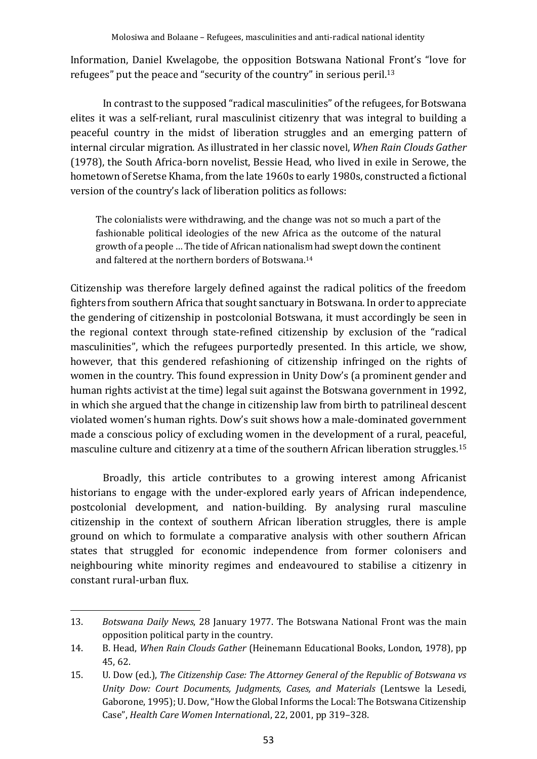Information, Daniel Kwelagobe, the opposition Botswana National Front's "love for refugees" put the peace and "security of the country" in serious peril.[13]

In contrast to the supposed "radical masculinities" of the refugees, for Botswana elites it was a self-reliant, rural masculinist citizenry that was integral to building a peaceful country in the midst of liberation struggles and an emerging pattern of internal circular migration. As illustrated in her classic novel, *When Rain Clouds Gather* (1978), the South Africa-born novelist, Bessie Head, who lived in exile in Serowe, the hometown of Seretse Khama, from the late 1960s to early 1980s, constructed a fictional version of the country's lack of liberation politics as follows:

> The colonialists were withdrawing, and the change was not so much a part of the fashionable political ideologies of the new Africa as the outcome of the natural growth of a people … The tide of African nationalism had swept down the continent and faltered at the northern borders of Botswana.[14]

Citizenship was therefore largely defined against the radical politics of the freedom fighters from southern Africa that sought sanctuary in Botswana. In order to appreciate the gendering of citizenship in postcolonial Botswana, it must accordingly be seen in the regional context through state-refined citizenship by exclusion of the "radical masculinities", which the refugees purportedly presented. In this article, we show, however, that this gendered refashioning of citizenship infringed on the rights of women in the country. This found expression in Unity Dow's (a prominent gender and human rights activist at the time) legal suit against the Botswana government in 1992, in which she argued that the change in citizenship law from birth to patrilineal descent violated women's human rights. Dow's suit shows how a male-dominated government made a conscious policy of excluding women in the development of a rural, peaceful, masculine culture and citizenry at a time of the southern African liberation struggles.[15]

Broadly, this article contributes to a growing interest among Africanist historians to engage with the under-explored early years of African independence, postcolonial development, and nation-building. By analysing rural masculine citizenship in the context of southern African liberation struggles, there is ample ground on which to formulate a comparative analysis with other southern African states that struggled for economic independence from former colonisers and neighbouring white minority regimes and endeavoured to stabilise a citizenry in constant rural-urban flux.

---

13. *Botswana Daily News*, 28 January 1977. The Botswana National Front was the main opposition political party in the country.
14. B. Head, *When Rain Clouds Gather* (Heinemann Educational Books, London, 1978), pp 45, 62.
15. U. Dow (ed.), *The Citizenship Case: The Attorney General of the Republic of Botswana vs Unity Dow: Court Documents, Judgments, Cases, and Materials* (Lentswe la Lesedi, Gaborone, 1995); U. Dow, "How the Global Informs the Local: The Botswana Citizenship Case", *Health Care Women International*, 22, 2001, pp 319–328.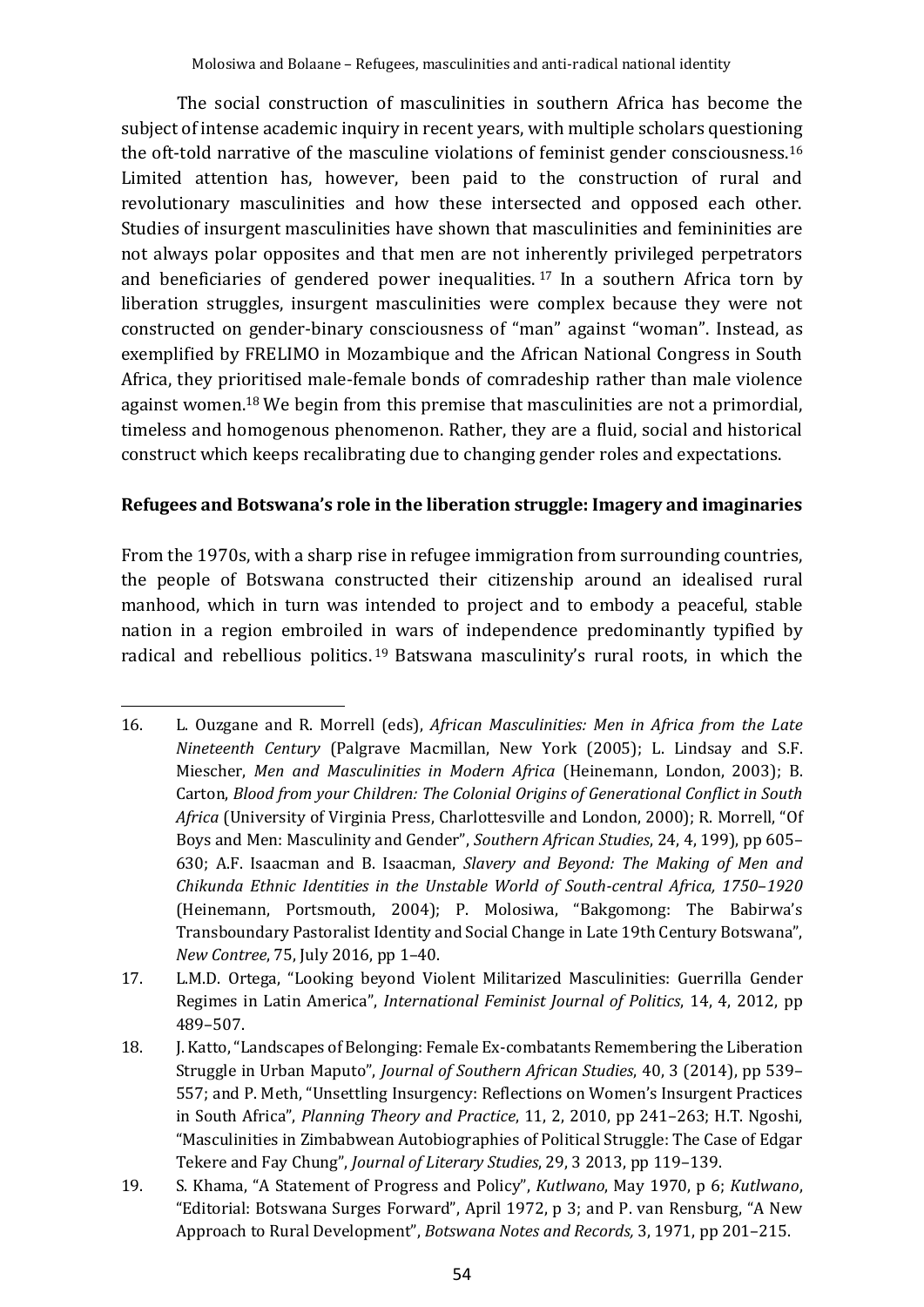The social construction of masculinities in southern Africa has become the subject of intense academic inquiry in recent years, with multiple scholars questioning the oft-told narrative of the masculine violations of feminist gender consciousness.[16] Limited attention has, however, been paid to the construction of rural and revolutionary masculinities and how these intersected and opposed each other. Studies of insurgent masculinities have shown that masculinities and femininities are not always polar opposites and that men are not inherently privileged perpetrators and beneficiaries of gendered power inequalities.[17] In a southern Africa torn by liberation struggles, insurgent masculinities were complex because they were not constructed on gender-binary consciousness of "man" against "woman". Instead, as exemplified by FRELIMO in Mozambique and the African National Congress in South Africa, they prioritised male-female bonds of comradeship rather than male violence against women.[18] We begin from this premise that masculinities are not a primordial, timeless and homogenous phenomenon. Rather, they are a fluid, social and historical construct which keeps recalibrating due to changing gender roles and expectations.

## Refugees and Botswana's role in the liberation struggle: Imagery and imaginaries

From the 1970s, with a sharp rise in refugee immigration from surrounding countries, the people of Botswana constructed their citizenship around an idealised rural manhood, which in turn was intended to project and to embody a peaceful, stable nation in a region embroiled in wars of independence predominantly typified by radical and rebellious politics.[19] Batswana masculinity's rural roots, in which the

---

16. L. Ouzgane and R. Morrell (eds), *African Masculinities: Men in Africa from the Late Nineteenth Century* (Palgrave Macmillan, New York (2005); L. Lindsay and S.F. Miescher, *Men and Masculinities in Modern Africa* (Heinemann, London, 2003); B. Carton, *Blood from your Children: The Colonial Origins of Generational Conflict in South Africa* (University of Virginia Press, Charlottesville and London, 2000); R. Morrell, "Of Boys and Men: Masculinity and Gender", *Southern African Studies*, 24, 4, 199), pp 605–630; A.F. Isaacman and B. Isaacman, *Slavery and Beyond: The Making of Men and Chikunda Ethnic Identities in the Unstable World of South-central Africa, 1750–1920* (Heinemann, Portsmouth, 2004); P. Molosiwa, "Bakgomong: The Babirwa's Transboundary Pastoralist Identity and Social Change in Late 19th Century Botswana", *New Contree*, 75, July 2016, pp 1–40.
17. L.M.D. Ortega, "Looking beyond Violent Militarized Masculinities: Guerrilla Gender Regimes in Latin America", *International Feminist Journal of Politics*, 14, 4, 2012, pp 489–507.
18. J. Katto, "Landscapes of Belonging: Female Ex-combatants Remembering the Liberation Struggle in Urban Maputo", *Journal of Southern African Studies*, 40, 3 (2014), pp 539–557; and P. Meth, "Unsettling Insurgency: Reflections on Women's Insurgent Practices in South Africa", *Planning Theory and Practice*, 11, 2, 2010, pp 241–263; H.T. Ngoshi, "Masculinities in Zimbabwean Autobiographies of Political Struggle: The Case of Edgar Tekere and Fay Chung", *Journal of Literary Studies*, 29, 3 2013, pp 119–139.
19. S. Khama, "A Statement of Progress and Policy", *Kutlwano*, May 1970, p 6; *Kutlwano*, "Editorial: Botswana Surges Forward", April 1972, p 3; and P. van Rensburg, "A New Approach to Rural Development", *Botswana Notes and Records,* 3, 1971, pp 201–215.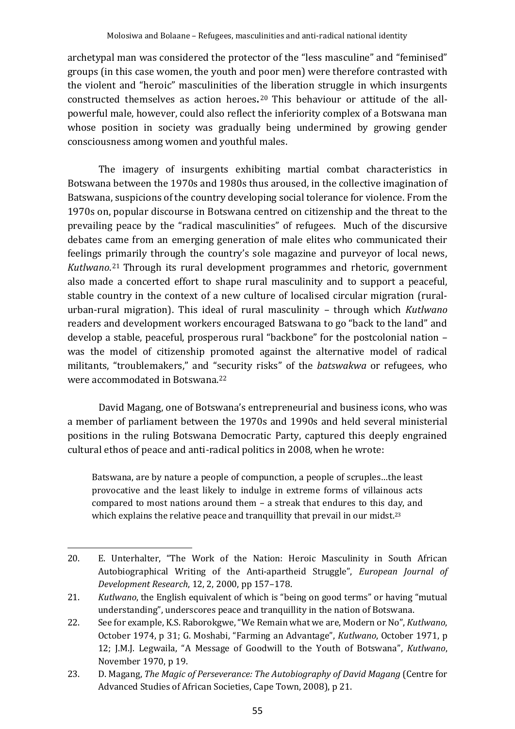archetypal man was considered the protector of the "less masculine" and "feminised" groups (in this case women, the youth and poor men) were therefore contrasted with the violent and "heroic" masculinities of the liberation struggle in which insurgents constructed themselves as action heroes.[20] This behaviour or attitude of the all-powerful male, however, could also reflect the inferiority complex of a Botswana man whose position in society was gradually being undermined by growing gender consciousness among women and youthful males.

The imagery of insurgents exhibiting martial combat characteristics in Botswana between the 1970s and 1980s thus aroused, in the collective imagination of Batswana, suspicions of the country developing social tolerance for violence. From the 1970s on, popular discourse in Botswana centred on citizenship and the threat to the prevailing peace by the "radical masculinities" of refugees. Much of the discursive debates came from an emerging generation of male elites who communicated their feelings primarily through the country's sole magazine and purveyor of local news, *Kutlwano*.[21] Through its rural development programmes and rhetoric, government also made a concerted effort to shape rural masculinity and to support a peaceful, stable country in the context of a new culture of localised circular migration (rural-urban-rural migration). This ideal of rural masculinity – through which *Kutlwano* readers and development workers encouraged Batswana to go "back to the land" and develop a stable, peaceful, prosperous rural "backbone" for the postcolonial nation – was the model of citizenship promoted against the alternative model of radical militants, "troublemakers," and "security risks" of the *batswakwa* or refugees, who were accommodated in Botswana.[22]

David Magang, one of Botswana's entrepreneurial and business icons, who was a member of parliament between the 1970s and 1990s and held several ministerial positions in the ruling Botswana Democratic Party, captured this deeply engrained cultural ethos of peace and anti-radical politics in 2008, when he wrote:

> Batswana, are by nature a people of compunction, a people of scruples…the least provocative and the least likely to indulge in extreme forms of villainous acts compared to most nations around them – a streak that endures to this day, and which explains the relative peace and tranquillity that prevail in our midst.[23]

---

20. E. Unterhalter, "The Work of the Nation: Heroic Masculinity in South African Autobiographical Writing of the Anti-apartheid Struggle", *European Journal of Development Research*, 12, 2, 2000, pp 157–178.
21. *Kutlwano*, the English equivalent of which is "being on good terms" or having "mutual understanding", underscores peace and tranquillity in the nation of Botswana.
22. See for example, K.S. Raborokgwe, "We Remain what we are, Modern or No", *Kutlwano*, October 1974, p 31; G. Moshabi, "Farming an Advantage", *Kutlwano*, October 1971, p 12; J.M.J. Legwaila, "A Message of Goodwill to the Youth of Botswana", *Kutlwano*, November 1970, p 19.
23. D. Magang, *The Magic of Perseverance: The Autobiography of David Magang* (Centre for Advanced Studies of African Societies, Cape Town, 2008), p 21.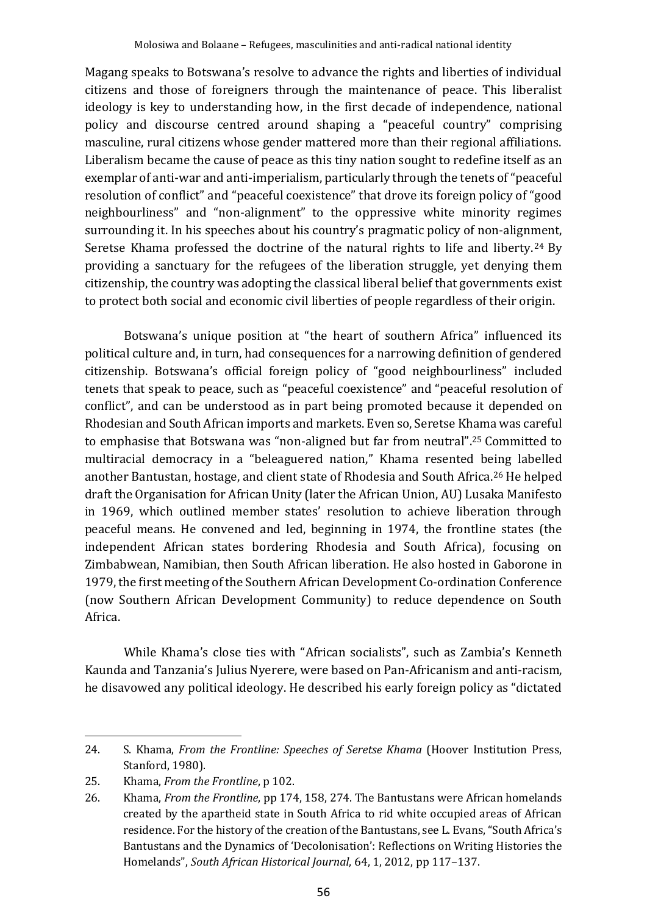Magang speaks to Botswana's resolve to advance the rights and liberties of individual citizens and those of foreigners through the maintenance of peace. This liberalist ideology is key to understanding how, in the first decade of independence, national policy and discourse centred around shaping a "peaceful country" comprising masculine, rural citizens whose gender mattered more than their regional affiliations. Liberalism became the cause of peace as this tiny nation sought to redefine itself as an exemplar of anti-war and anti-imperialism, particularly through the tenets of "peaceful resolution of conflict" and "peaceful coexistence" that drove its foreign policy of "good neighbourliness" and "non-alignment" to the oppressive white minority regimes surrounding it. In his speeches about his country's pragmatic policy of non-alignment, Seretse Khama professed the doctrine of the natural rights to life and liberty.[24] By providing a sanctuary for the refugees of the liberation struggle, yet denying them citizenship, the country was adopting the classical liberal belief that governments exist to protect both social and economic civil liberties of people regardless of their origin.

Botswana's unique position at "the heart of southern Africa" influenced its political culture and, in turn, had consequences for a narrowing definition of gendered citizenship. Botswana's official foreign policy of "good neighbourliness" included tenets that speak to peace, such as "peaceful coexistence" and "peaceful resolution of conflict", and can be understood as in part being promoted because it depended on Rhodesian and South African imports and markets. Even so, Seretse Khama was careful to emphasise that Botswana was "non-aligned but far from neutral".[25] Committed to multiracial democracy in a "beleaguered nation," Khama resented being labelled another Bantustan, hostage, and client state of Rhodesia and South Africa.[26] He helped draft the Organisation for African Unity (later the African Union, AU) Lusaka Manifesto in 1969, which outlined member states' resolution to achieve liberation through peaceful means. He convened and led, beginning in 1974, the frontline states (the independent African states bordering Rhodesia and South Africa), focusing on Zimbabwean, Namibian, then South African liberation. He also hosted in Gaborone in 1979, the first meeting of the Southern African Development Co-ordination Conference (now Southern African Development Community) to reduce dependence on South Africa.

While Khama's close ties with "African socialists", such as Zambia's Kenneth Kaunda and Tanzania's Julius Nyerere, were based on Pan-Africanism and anti-racism, he disavowed any political ideology. He described his early foreign policy as "dictated

---

24. S. Khama, *From the Frontline: Speeches of Seretse Khama* (Hoover Institution Press, Stanford, 1980).

25. Khama, *From the Frontline*, p 102.

26. Khama, *From the Frontline*, pp 174, 158, 274. The Bantustans were African homelands created by the apartheid state in South Africa to rid white occupied areas of African residence. For the history of the creation of the Bantustans, see L. Evans, "South Africa's Bantustans and the Dynamics of 'Decolonisation': Reflections on Writing Histories the Homelands", *South African Historical Journal*, 64, 1, 2012, pp 117–137.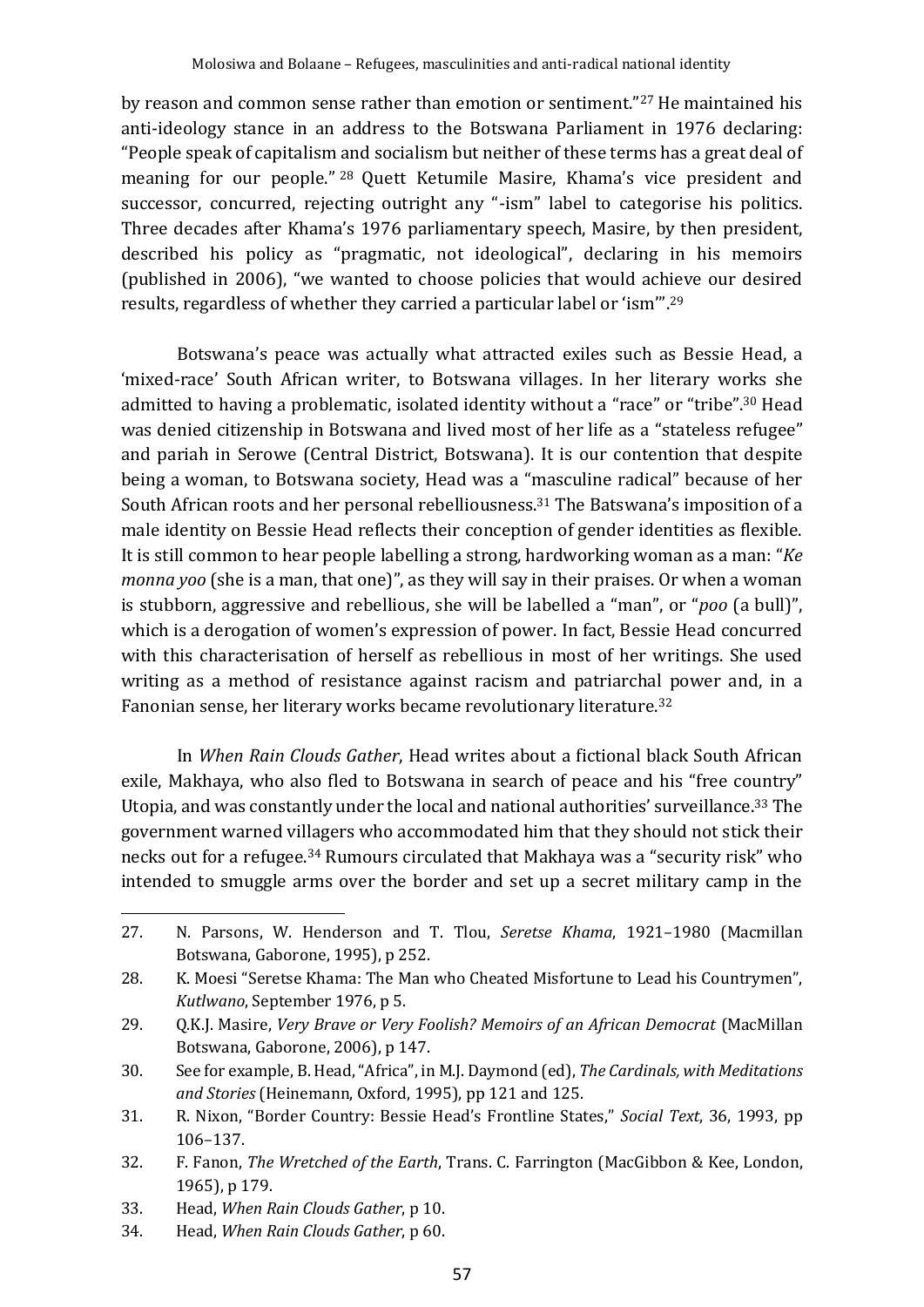by reason and common sense rather than emotion or sentiment."[27] He maintained his anti-ideology stance in an address to the Botswana Parliament in 1976 declaring: "People speak of capitalism and socialism but neither of these terms has a great deal of meaning for our people."[28] Quett Ketumile Masire, Khama's vice president and successor, concurred, rejecting outright any "-ism" label to categorise his politics. Three decades after Khama's 1976 parliamentary speech, Masire, by then president, described his policy as "pragmatic, not ideological", declaring in his memoirs (published in 2006), "we wanted to choose policies that would achieve our desired results, regardless of whether they carried a particular label or 'ism'".[29]

Botswana's peace was actually what attracted exiles such as Bessie Head, a 'mixed-race' South African writer, to Botswana villages. In her literary works she admitted to having a problematic, isolated identity without a "race" or "tribe".[30] Head was denied citizenship in Botswana and lived most of her life as a "stateless refugee" and pariah in Serowe (Central District, Botswana). It is our contention that despite being a woman, to Botswana society, Head was a "masculine radical" because of her South African roots and her personal rebelliousness.[31] The Batswana's imposition of a male identity on Bessie Head reflects their conception of gender identities as flexible. It is still common to hear people labelling a strong, hardworking woman as a man: "*Ke monna yoo* (she is a man, that one)", as they will say in their praises. Or when a woman is stubborn, aggressive and rebellious, she will be labelled a "man", or "*poo* (a bull)", which is a derogation of women's expression of power. In fact, Bessie Head concurred with this characterisation of herself as rebellious in most of her writings. She used writing as a method of resistance against racism and patriarchal power and, in a Fanonian sense, her literary works became revolutionary literature.[32]

In *When Rain Clouds Gather*, Head writes about a fictional black South African exile, Makhaya, who also fled to Botswana in search of peace and his "free country" Utopia, and was constantly under the local and national authorities' surveillance.[33] The government warned villagers who accommodated him that they should not stick their necks out for a refugee.[34] Rumours circulated that Makhaya was a "security risk" who intended to smuggle arms over the border and set up a secret military camp in the

27. N. Parsons, W. Henderson and T. Tlou, *Seretse Khama*, 1921–1980 (Macmillan Botswana, Gaborone, 1995), p 252.
28. K. Moesi "Seretse Khama: The Man who Cheated Misfortune to Lead his Countrymen", *Kutlwano*, September 1976, p 5.
29. Q.K.J. Masire, *Very Brave or Very Foolish? Memoirs of an African Democrat* (MacMillan Botswana, Gaborone, 2006), p 147.
30. See for example, B. Head, "Africa", in M.J. Daymond (ed), *The Cardinals, with Meditations and Stories* (Heinemann, Oxford, 1995), pp 121 and 125.
31. R. Nixon, "Border Country: Bessie Head's Frontline States," *Social Text*, 36, 1993, pp 106–137.
32. F. Fanon, *The Wretched of the Earth*, Trans. C. Farrington (MacGibbon & Kee, London, 1965), p 179.
33. Head, *When Rain Clouds Gather*, p 10.
34. Head, *When Rain Clouds Gather*, p 60.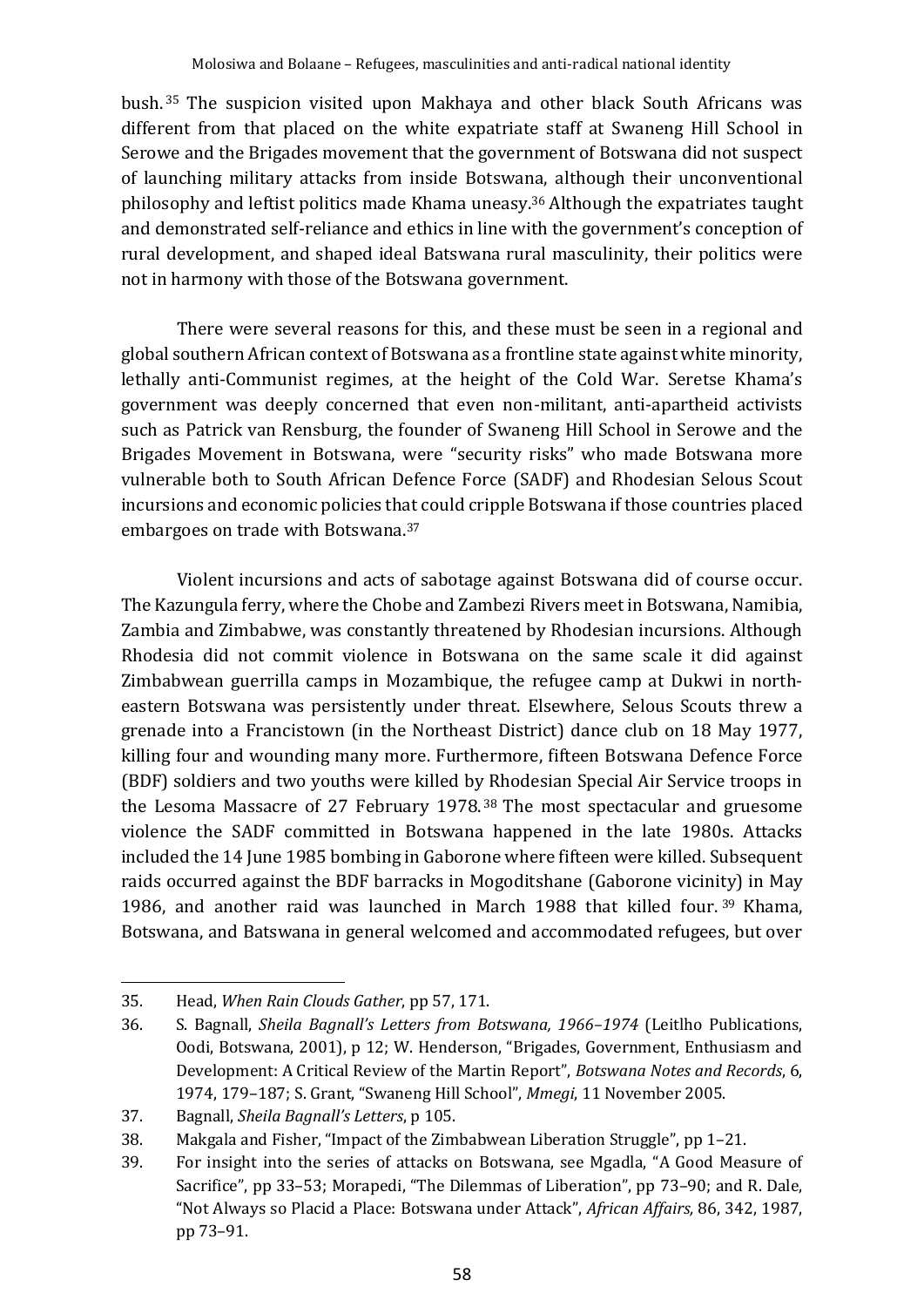bush.[35] The suspicion visited upon Makhaya and other black South Africans was different from that placed on the white expatriate staff at Swaneng Hill School in Serowe and the Brigades movement that the government of Botswana did not suspect of launching military attacks from inside Botswana, although their unconventional philosophy and leftist politics made Khama uneasy.[36] Although the expatriates taught and demonstrated self-reliance and ethics in line with the government's conception of rural development, and shaped ideal Batswana rural masculinity, their politics were not in harmony with those of the Botswana government.

There were several reasons for this, and these must be seen in a regional and global southern African context of Botswana as a frontline state against white minority, lethally anti-Communist regimes, at the height of the Cold War. Seretse Khama's government was deeply concerned that even non-militant, anti-apartheid activists such as Patrick van Rensburg, the founder of Swaneng Hill School in Serowe and the Brigades Movement in Botswana, were "security risks" who made Botswana more vulnerable both to South African Defence Force (SADF) and Rhodesian Selous Scout incursions and economic policies that could cripple Botswana if those countries placed embargoes on trade with Botswana.[37]

Violent incursions and acts of sabotage against Botswana did of course occur. The Kazungula ferry, where the Chobe and Zambezi Rivers meet in Botswana, Namibia, Zambia and Zimbabwe, was constantly threatened by Rhodesian incursions. Although Rhodesia did not commit violence in Botswana on the same scale it did against Zimbabwean guerrilla camps in Mozambique, the refugee camp at Dukwi in north-eastern Botswana was persistently under threat. Elsewhere, Selous Scouts threw a grenade into a Francistown (in the Northeast District) dance club on 18 May 1977, killing four and wounding many more. Furthermore, fifteen Botswana Defence Force (BDF) soldiers and two youths were killed by Rhodesian Special Air Service troops in the Lesoma Massacre of 27 February 1978.[38] The most spectacular and gruesome violence the SADF committed in Botswana happened in the late 1980s. Attacks included the 14 June 1985 bombing in Gaborone where fifteen were killed. Subsequent raids occurred against the BDF barracks in Mogoditshane (Gaborone vicinity) in May 1986, and another raid was launched in March 1988 that killed four.[39] Khama, Botswana, and Batswana in general welcomed and accommodated refugees, but over

---

35. Head, *When Rain Clouds Gather*, pp 57, 171.
36. S. Bagnall, *Sheila Bagnall's Letters from Botswana, 1966–1974* (Leitlho Publications, Oodi, Botswana, 2001), p 12; W. Henderson, "Brigades, Government, Enthusiasm and Development: A Critical Review of the Martin Report", *Botswana Notes and Records*, 6, 1974, 179–187; S. Grant, "Swaneng Hill School", *Mmegi*, 11 November 2005.
37. Bagnall, *Sheila Bagnall's Letters*, p 105.
38. Makgala and Fisher, "Impact of the Zimbabwean Liberation Struggle", pp 1–21.
39. For insight into the series of attacks on Botswana, see Mgadla, "A Good Measure of Sacrifice", pp 33–53; Morapedi, "The Dilemmas of Liberation", pp 73–90; and R. Dale, "Not Always so Placid a Place: Botswana under Attack", *African Affairs,* 86, 342, 1987, pp 73–91.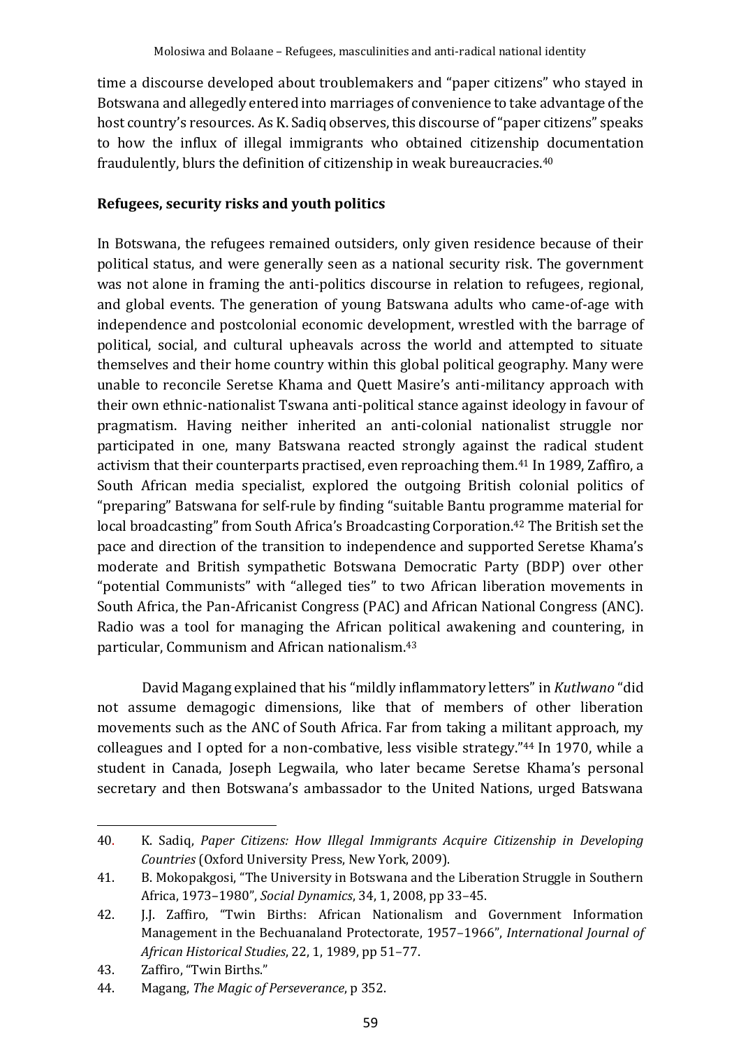time a discourse developed about troublemakers and "paper citizens" who stayed in Botswana and allegedly entered into marriages of convenience to take advantage of the host country's resources. As K. Sadiq observes, this discourse of "paper citizens" speaks to how the influx of illegal immigrants who obtained citizenship documentation fraudulently, blurs the definition of citizenship in weak bureaucracies.[40]

## Refugees, security risks and youth politics

In Botswana, the refugees remained outsiders, only given residence because of their political status, and were generally seen as a national security risk. The government was not alone in framing the anti-politics discourse in relation to refugees, regional, and global events. The generation of young Batswana adults who came-of-age with independence and postcolonial economic development, wrestled with the barrage of political, social, and cultural upheavals across the world and attempted to situate themselves and their home country within this global political geography. Many were unable to reconcile Seretse Khama and Quett Masire's anti-militancy approach with their own ethnic-nationalist Tswana anti-political stance against ideology in favour of pragmatism. Having neither inherited an anti-colonial nationalist struggle nor participated in one, many Batswana reacted strongly against the radical student activism that their counterparts practised, even reproaching them.[41] In 1989, Zaffiro, a South African media specialist, explored the outgoing British colonial politics of "preparing" Batswana for self-rule by finding "suitable Bantu programme material for local broadcasting" from South Africa's Broadcasting Corporation.[42] The British set the pace and direction of the transition to independence and supported Seretse Khama's moderate and British sympathetic Botswana Democratic Party (BDP) over other "potential Communists" with "alleged ties" to two African liberation movements in South Africa, the Pan-Africanist Congress (PAC) and African National Congress (ANC). Radio was a tool for managing the African political awakening and countering, in particular, Communism and African nationalism.[43]

David Magang explained that his "mildly inflammatory letters" in *Kutlwano* "did not assume demagogic dimensions, like that of members of other liberation movements such as the ANC of South Africa. Far from taking a militant approach, my colleagues and I opted for a non-combative, less visible strategy."[44] In 1970, while a student in Canada, Joseph Legwaila, who later became Seretse Khama's personal secretary and then Botswana's ambassador to the United Nations, urged Batswana

---

40. K. Sadiq, *Paper Citizens: How Illegal Immigrants Acquire Citizenship in Developing Countries* (Oxford University Press, New York, 2009).
41. B. Mokopakgosi, "The University in Botswana and the Liberation Struggle in Southern Africa, 1973–1980", *Social Dynamics*, 34, 1, 2008, pp 33–45.
42. J.J. Zaffiro, "Twin Births: African Nationalism and Government Information Management in the Bechuanaland Protectorate, 1957–1966", *International Journal of African Historical Studies*, 22, 1, 1989, pp 51–77.
43. Zaffiro, "Twin Births."
44. Magang, *The Magic of Perseverance*, p 352.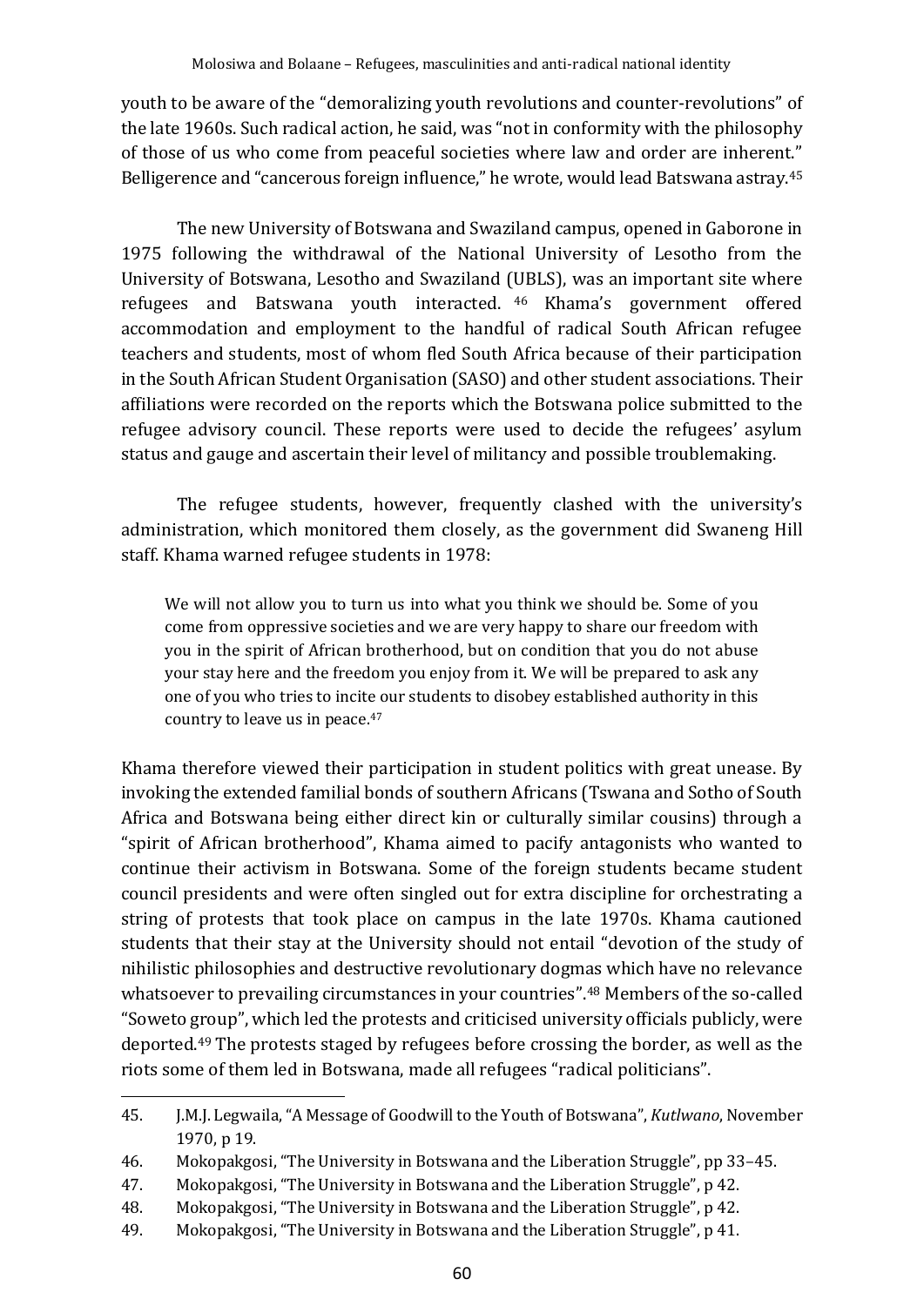youth to be aware of the "demoralizing youth revolutions and counter-revolutions" of the late 1960s. Such radical action, he said, was "not in conformity with the philosophy of those of us who come from peaceful societies where law and order are inherent." Belligerence and "cancerous foreign influence," he wrote, would lead Batswana astray.[45]

The new University of Botswana and Swaziland campus, opened in Gaborone in 1975 following the withdrawal of the National University of Lesotho from the University of Botswana, Lesotho and Swaziland (UBLS), was an important site where refugees and Batswana youth interacted.[46] Khama's government offered accommodation and employment to the handful of radical South African refugee teachers and students, most of whom fled South Africa because of their participation in the South African Student Organisation (SASO) and other student associations. Their affiliations were recorded on the reports which the Botswana police submitted to the refugee advisory council. These reports were used to decide the refugees' asylum status and gauge and ascertain their level of militancy and possible troublemaking.

The refugee students, however, frequently clashed with the university's administration, which monitored them closely, as the government did Swaneng Hill staff. Khama warned refugee students in 1978:

> We will not allow you to turn us into what you think we should be. Some of you come from oppressive societies and we are very happy to share our freedom with you in the spirit of African brotherhood, but on condition that you do not abuse your stay here and the freedom you enjoy from it. We will be prepared to ask any one of you who tries to incite our students to disobey established authority in this country to leave us in peace.[47]

Khama therefore viewed their participation in student politics with great unease. By invoking the extended familial bonds of southern Africans (Tswana and Sotho of South Africa and Botswana being either direct kin or culturally similar cousins) through a "spirit of African brotherhood", Khama aimed to pacify antagonists who wanted to continue their activism in Botswana. Some of the foreign students became student council presidents and were often singled out for extra discipline for orchestrating a string of protests that took place on campus in the late 1970s. Khama cautioned students that their stay at the University should not entail "devotion of the study of nihilistic philosophies and destructive revolutionary dogmas which have no relevance whatsoever to prevailing circumstances in your countries".[48] Members of the so-called "Soweto group", which led the protests and criticised university officials publicly, were deported.[49] The protests staged by refugees before crossing the border, as well as the riots some of them led in Botswana, made all refugees "radical politicians".

45. J.M.J. Legwaila, "A Message of Goodwill to the Youth of Botswana", *Kutlwano*, November 1970, p 19.
46. Mokopakgosi, "The University in Botswana and the Liberation Struggle", pp 33–45.
47. Mokopakgosi, "The University in Botswana and the Liberation Struggle", p 42.
48. Mokopakgosi, "The University in Botswana and the Liberation Struggle", p 42.
49. Mokopakgosi, "The University in Botswana and the Liberation Struggle", p 41.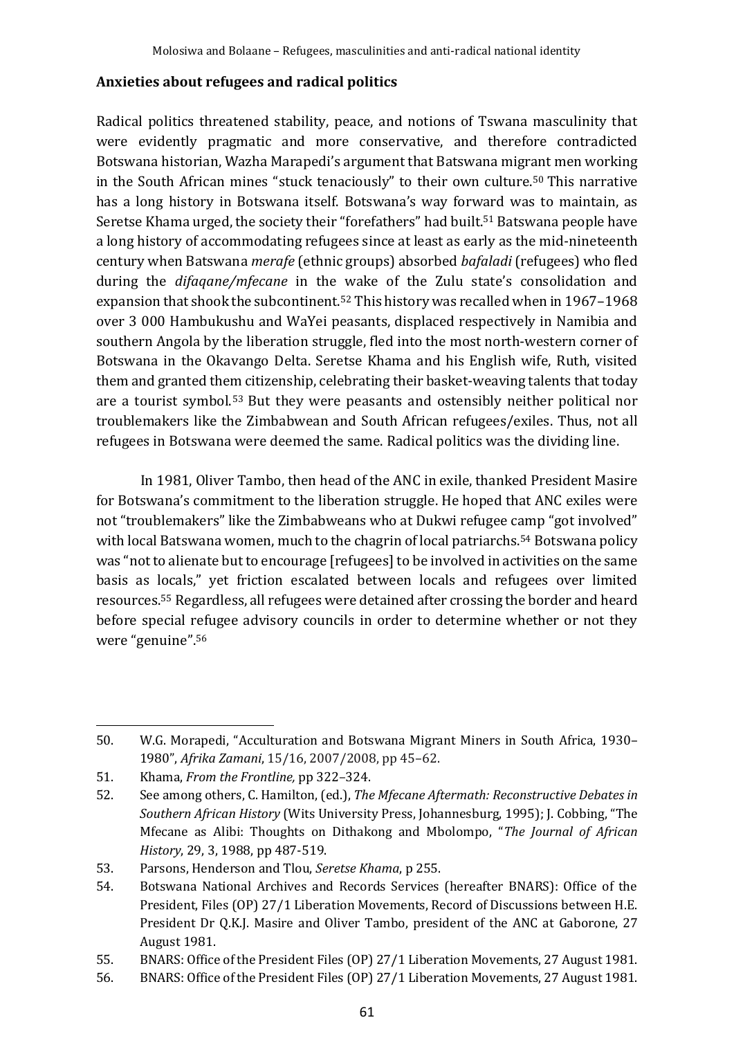### Anxieties about refugees and radical politics

Radical politics threatened stability, peace, and notions of Tswana masculinity that were evidently pragmatic and more conservative, and therefore contradicted Botswana historian, Wazha Marapedi's argument that Batswana migrant men working in the South African mines "stuck tenaciously" to their own culture.[50] This narrative has a long history in Botswana itself. Botswana's way forward was to maintain, as Seretse Khama urged, the society their "forefathers" had built.[51] Batswana people have a long history of accommodating refugees since at least as early as the mid-nineteenth century when Batswana *merafe* (ethnic groups) absorbed *bafaladi* (refugees) who fled during the *difaqane/mfecane* in the wake of the Zulu state's consolidation and expansion that shook the subcontinent.[52] This history was recalled when in 1967–1968 over 3 000 Hambukushu and WaYei peasants, displaced respectively in Namibia and southern Angola by the liberation struggle, fled into the most north-western corner of Botswana in the Okavango Delta. Seretse Khama and his English wife, Ruth, visited them and granted them citizenship, celebrating their basket-weaving talents that today are a tourist symbol.[53] But they were peasants and ostensibly neither political nor troublemakers like the Zimbabwean and South African refugees/exiles. Thus, not all refugees in Botswana were deemed the same. Radical politics was the dividing line.

In 1981, Oliver Tambo, then head of the ANC in exile, thanked President Masire for Botswana's commitment to the liberation struggle. He hoped that ANC exiles were not "troublemakers" like the Zimbabweans who at Dukwi refugee camp "got involved" with local Batswana women, much to the chagrin of local patriarchs.[54] Botswana policy was "not to alienate but to encourage [refugees] to be involved in activities on the same basis as locals," yet friction escalated between locals and refugees over limited resources.[55] Regardless, all refugees were detained after crossing the border and heard before special refugee advisory councils in order to determine whether or not they were "genuine".[56]

---

50. W.G. Morapedi, "Acculturation and Botswana Migrant Miners in South Africa, 1930–1980", *Afrika Zamani*, 15/16, 2007/2008, pp 45–62.
51. Khama, *From the Frontline,* pp 322–324.
52. See among others, C. Hamilton, (ed.), *The Mfecane Aftermath: Reconstructive Debates in Southern African History* (Wits University Press, Johannesburg, 1995); J. Cobbing, "The Mfecane as Alibi: Thoughts on Dithakong and Mbolompo, "*The Journal of African History*, 29, 3, 1988, pp 487-519.
53. Parsons, Henderson and Tlou, *Seretse Khama*, p 255.
54. Botswana National Archives and Records Services (hereafter BNARS): Office of the President, Files (OP) 27/1 Liberation Movements, Record of Discussions between H.E. President Dr Q.K.J. Masire and Oliver Tambo, president of the ANC at Gaborone, 27 August 1981.
55. BNARS: Office of the President Files (OP) 27/1 Liberation Movements, 27 August 1981.
56. BNARS: Office of the President Files (OP) 27/1 Liberation Movements, 27 August 1981.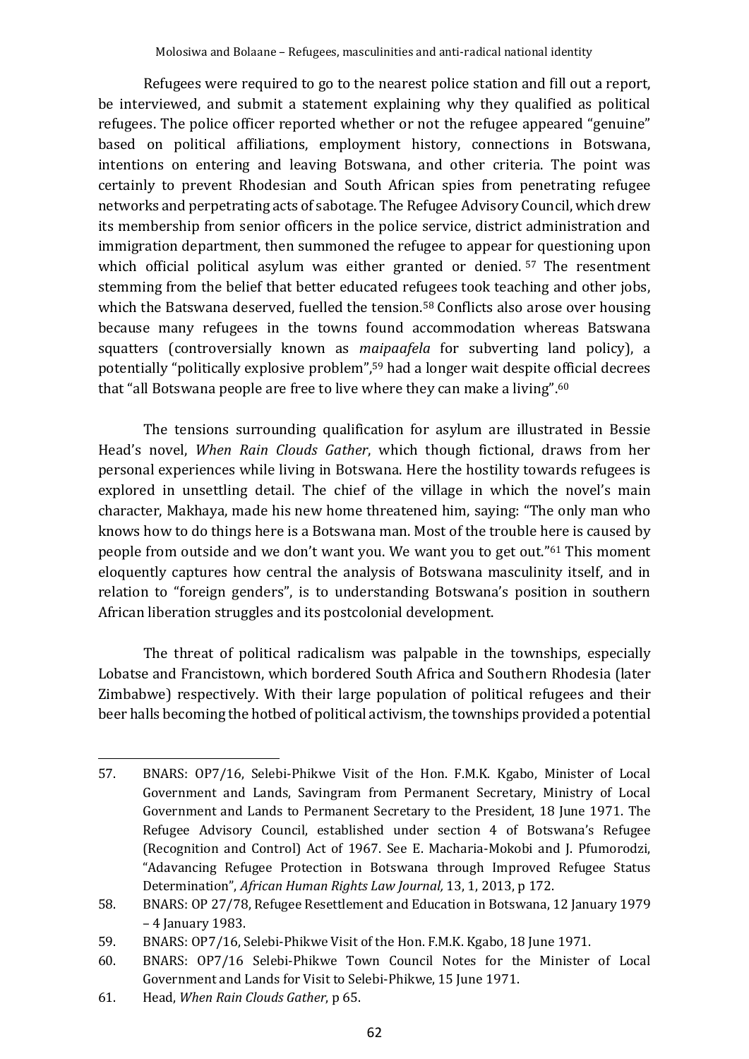Refugees were required to go to the nearest police station and fill out a report, be interviewed, and submit a statement explaining why they qualified as political refugees. The police officer reported whether or not the refugee appeared "genuine" based on political affiliations, employment history, connections in Botswana, intentions on entering and leaving Botswana, and other criteria. The point was certainly to prevent Rhodesian and South African spies from penetrating refugee networks and perpetrating acts of sabotage. The Refugee Advisory Council, which drew its membership from senior officers in the police service, district administration and immigration department, then summoned the refugee to appear for questioning upon which official political asylum was either granted or denied.[57] The resentment stemming from the belief that better educated refugees took teaching and other jobs, which the Batswana deserved, fuelled the tension.[58] Conflicts also arose over housing because many refugees in the towns found accommodation whereas Batswana squatters (controversially known as *maipaafela* for subverting land policy), a potentially "politically explosive problem",[59] had a longer wait despite official decrees that "all Botswana people are free to live where they can make a living".[60]

The tensions surrounding qualification for asylum are illustrated in Bessie Head's novel, *When Rain Clouds Gather*, which though fictional, draws from her personal experiences while living in Botswana. Here the hostility towards refugees is explored in unsettling detail. The chief of the village in which the novel's main character, Makhaya, made his new home threatened him, saying: "The only man who knows how to do things here is a Botswana man. Most of the trouble here is caused by people from outside and we don't want you. We want you to get out."[61] This moment eloquently captures how central the analysis of Botswana masculinity itself, and in relation to "foreign genders", is to understanding Botswana's position in southern African liberation struggles and its postcolonial development.

The threat of political radicalism was palpable in the townships, especially Lobatse and Francistown, which bordered South Africa and Southern Rhodesia (later Zimbabwe) respectively. With their large population of political refugees and their beer halls becoming the hotbed of political activism, the townships provided a potential

---

57. BNARS: OP7/16, Selebi-Phikwe Visit of the Hon. F.M.K. Kgabo, Minister of Local Government and Lands, Savingram from Permanent Secretary, Ministry of Local Government and Lands to Permanent Secretary to the President, 18 June 1971. The Refugee Advisory Council, established under section 4 of Botswana's Refugee (Recognition and Control) Act of 1967. See E. Macharia-Mokobi and J. Pfumorodzi, "Adavancing Refugee Protection in Botswana through Improved Refugee Status Determination", *African Human Rights Law Journal,* 13, 1, 2013, p 172.
58. BNARS: OP 27/78, Refugee Resettlement and Education in Botswana, 12 January 1979 – 4 January 1983.
59. BNARS: OP7/16, Selebi-Phikwe Visit of the Hon. F.M.K. Kgabo, 18 June 1971.
60. BNARS: OP7/16 Selebi-Phikwe Town Council Notes for the Minister of Local Government and Lands for Visit to Selebi-Phikwe, 15 June 1971.
61. Head, *When Rain Clouds Gather*, p 65.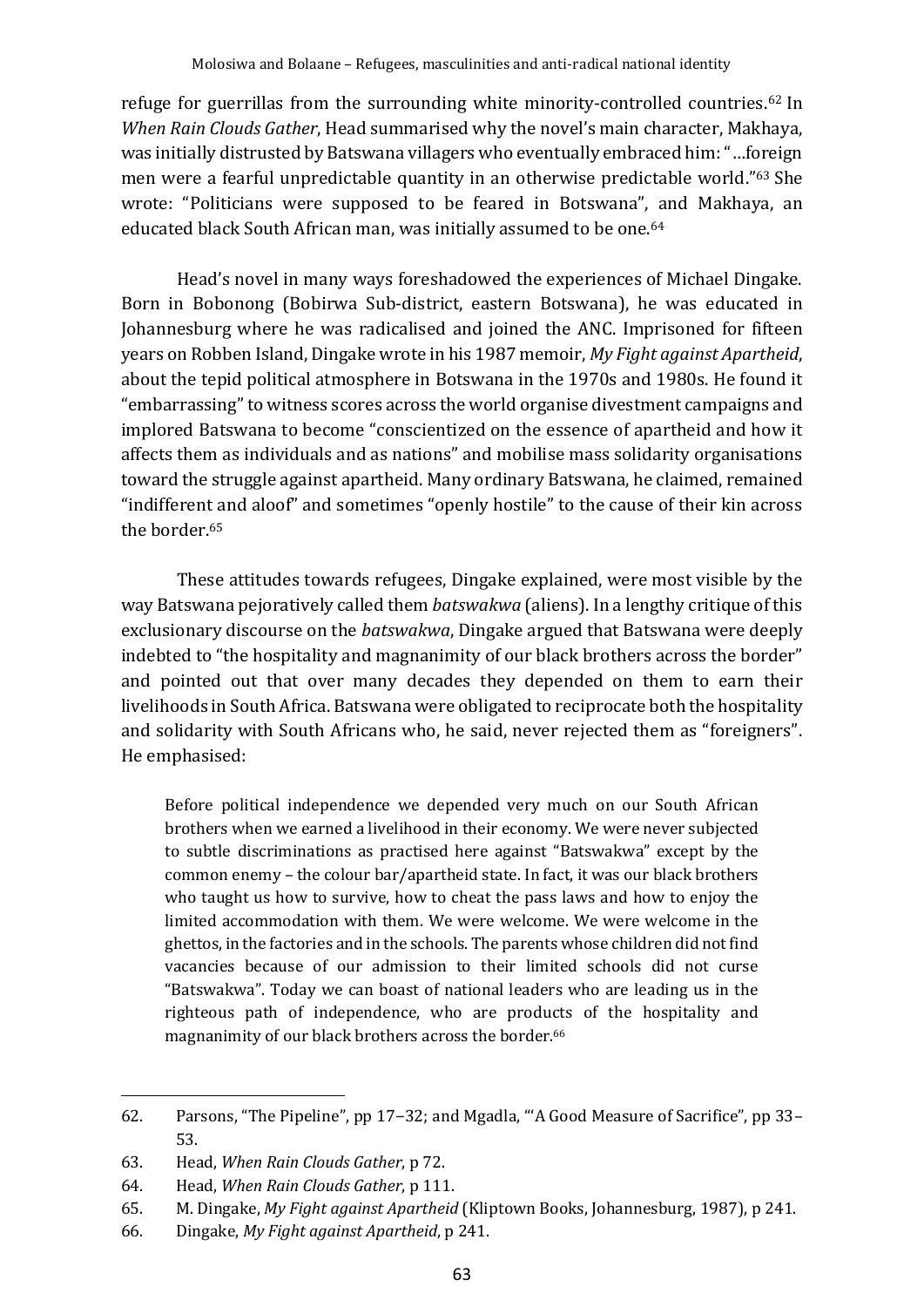refuge for guerrillas from the surrounding white minority-controlled countries.[62] In *When Rain Clouds Gather*, Head summarised why the novel's main character, Makhaya, was initially distrusted by Batswana villagers who eventually embraced him: "…foreign men were a fearful unpredictable quantity in an otherwise predictable world."[63] She wrote: "Politicians were supposed to be feared in Botswana", and Makhaya, an educated black South African man, was initially assumed to be one.[64]

Head's novel in many ways foreshadowed the experiences of Michael Dingake. Born in Bobonong (Bobirwa Sub-district, eastern Botswana), he was educated in Johannesburg where he was radicalised and joined the ANC. Imprisoned for fifteen years on Robben Island, Dingake wrote in his 1987 memoir, *My Fight against Apartheid*, about the tepid political atmosphere in Botswana in the 1970s and 1980s. He found it "embarrassing" to witness scores across the world organise divestment campaigns and implored Batswana to become "conscientized on the essence of apartheid and how it affects them as individuals and as nations" and mobilise mass solidarity organisations toward the struggle against apartheid. Many ordinary Batswana, he claimed, remained "indifferent and aloof" and sometimes "openly hostile" to the cause of their kin across the border.[65]

These attitudes towards refugees, Dingake explained, were most visible by the way Batswana pejoratively called them *batswakwa* (aliens). In a lengthy critique of this exclusionary discourse on the *batswakwa*, Dingake argued that Batswana were deeply indebted to "the hospitality and magnanimity of our black brothers across the border" and pointed out that over many decades they depended on them to earn their livelihoods in South Africa. Batswana were obligated to reciprocate both the hospitality and solidarity with South Africans who, he said, never rejected them as "foreigners". He emphasised:

> Before political independence we depended very much on our South African brothers when we earned a livelihood in their economy. We were never subjected to subtle discriminations as practised here against "Batswakwa" except by the common enemy – the colour bar/apartheid state. In fact, it was our black brothers who taught us how to survive, how to cheat the pass laws and how to enjoy the limited accommodation with them. We were welcome. We were welcome in the ghettos, in the factories and in the schools. The parents whose children did not find vacancies because of our admission to their limited schools did not curse "Batswakwa". Today we can boast of national leaders who are leading us in the righteous path of independence, who are products of the hospitality and magnanimity of our black brothers across the border.[66]

---

62. Parsons, "The Pipeline", pp 17–32; and Mgadla, "'A Good Measure of Sacrifice", pp 33–53.
63. Head, *When Rain Clouds Gather*, p 72.
64. Head, *When Rain Clouds Gather*, p 111.
65. M. Dingake, *My Fight against Apartheid* (Kliptown Books, Johannesburg, 1987), p 241.
66. Dingake, *My Fight against Apartheid*, p 241.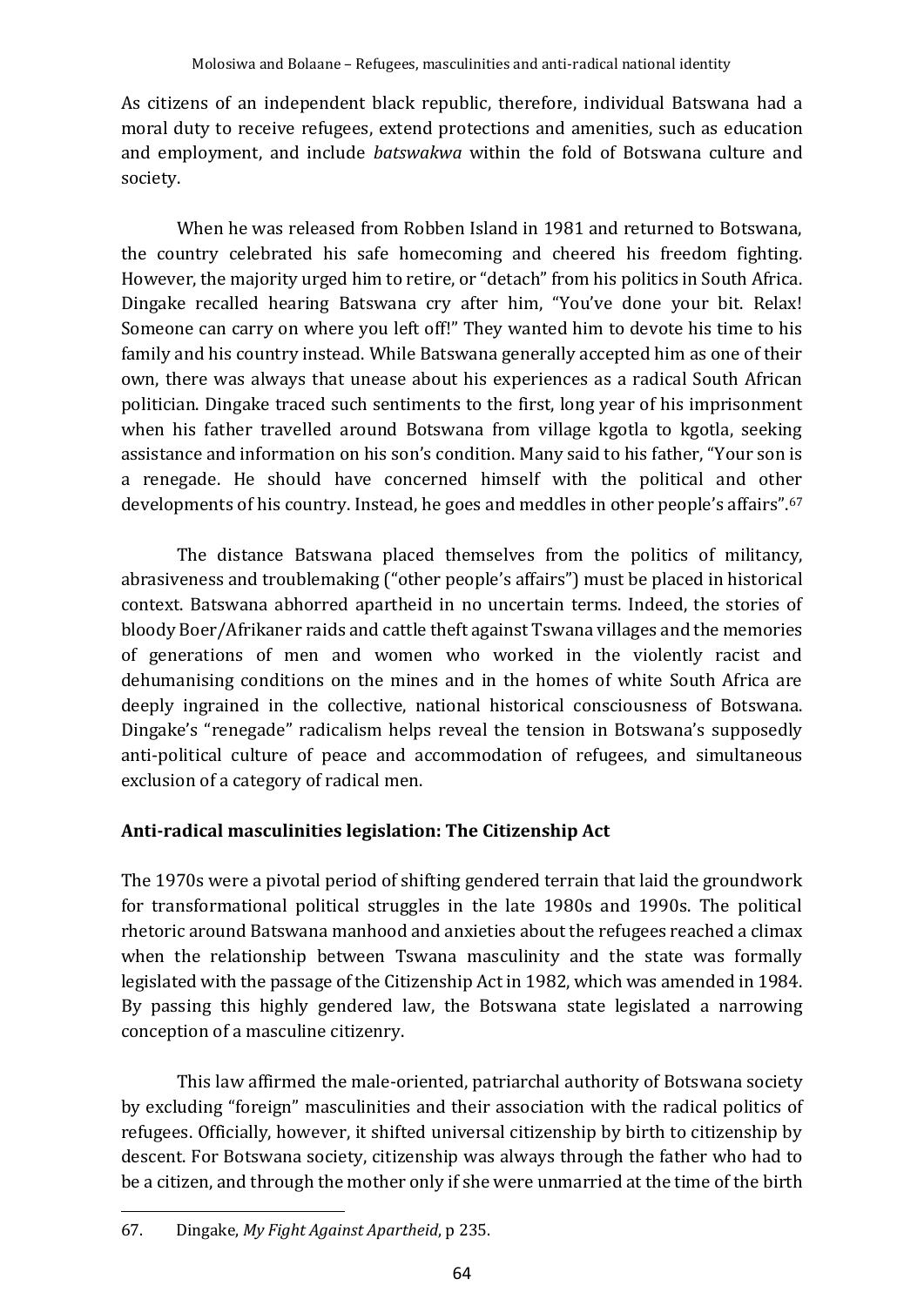As citizens of an independent black republic, therefore, individual Batswana had a moral duty to receive refugees, extend protections and amenities, such as education and employment, and include *batswakwa* within the fold of Botswana culture and society.

When he was released from Robben Island in 1981 and returned to Botswana, the country celebrated his safe homecoming and cheered his freedom fighting. However, the majority urged him to retire, or "detach" from his politics in South Africa. Dingake recalled hearing Batswana cry after him, "You've done your bit. Relax! Someone can carry on where you left off!" They wanted him to devote his time to his family and his country instead. While Batswana generally accepted him as one of their own, there was always that unease about his experiences as a radical South African politician. Dingake traced such sentiments to the first, long year of his imprisonment when his father travelled around Botswana from village kgotla to kgotla, seeking assistance and information on his son's condition. Many said to his father, "Your son is a renegade. He should have concerned himself with the political and other developments of his country. Instead, he goes and meddles in other people's affairs".[67]

The distance Batswana placed themselves from the politics of militancy, abrasiveness and troublemaking ("other people's affairs") must be placed in historical context. Batswana abhorred apartheid in no uncertain terms. Indeed, the stories of bloody Boer/Afrikaner raids and cattle theft against Tswana villages and the memories of generations of men and women who worked in the violently racist and dehumanising conditions on the mines and in the homes of white South Africa are deeply ingrained in the collective, national historical consciousness of Botswana. Dingake's "renegade" radicalism helps reveal the tension in Botswana's supposedly anti-political culture of peace and accommodation of refugees, and simultaneous exclusion of a category of radical men.

## Anti-radical masculinities legislation: The Citizenship Act

The 1970s were a pivotal period of shifting gendered terrain that laid the groundwork for transformational political struggles in the late 1980s and 1990s. The political rhetoric around Batswana manhood and anxieties about the refugees reached a climax when the relationship between Tswana masculinity and the state was formally legislated with the passage of the Citizenship Act in 1982, which was amended in 1984. By passing this highly gendered law, the Botswana state legislated a narrowing conception of a masculine citizenry.

This law affirmed the male-oriented, patriarchal authority of Botswana society by excluding "foreign" masculinities and their association with the radical politics of refugees. Officially, however, it shifted universal citizenship by birth to citizenship by descent. For Botswana society, citizenship was always through the father who had to be a citizen, and through the mother only if she were unmarried at the time of the birth

67. Dingake, *My Fight Against Apartheid*, p 235.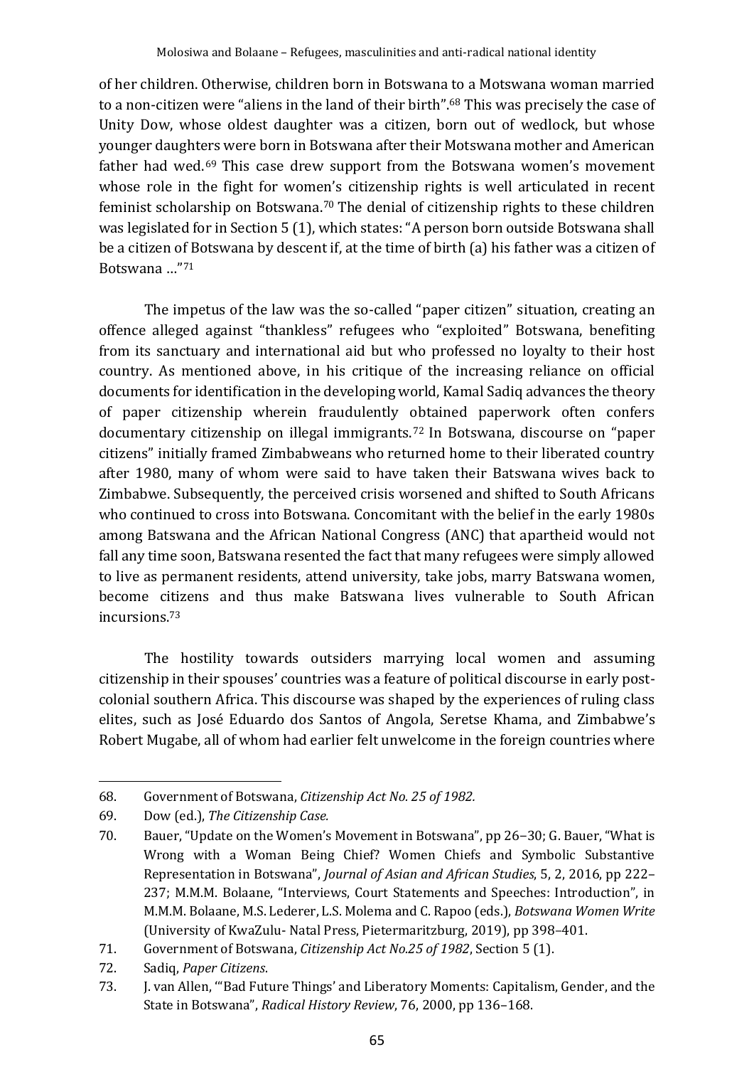of her children. Otherwise, children born in Botswana to a Motswana woman married to a non-citizen were "aliens in the land of their birth".[68] This was precisely the case of Unity Dow, whose oldest daughter was a citizen, born out of wedlock, but whose younger daughters were born in Botswana after their Motswana mother and American father had wed.[69] This case drew support from the Botswana women's movement whose role in the fight for women's citizenship rights is well articulated in recent feminist scholarship on Botswana.[70] The denial of citizenship rights to these children was legislated for in Section 5 (1), which states: "A person born outside Botswana shall be a citizen of Botswana by descent if, at the time of birth (a) his father was a citizen of Botswana …"[71]

The impetus of the law was the so-called "paper citizen" situation, creating an offence alleged against "thankless" refugees who "exploited" Botswana, benefiting from its sanctuary and international aid but who professed no loyalty to their host country. As mentioned above, in his critique of the increasing reliance on official documents for identification in the developing world, Kamal Sadiq advances the theory of paper citizenship wherein fraudulently obtained paperwork often confers documentary citizenship on illegal immigrants.[72] In Botswana, discourse on "paper citizens" initially framed Zimbabweans who returned home to their liberated country after 1980, many of whom were said to have taken their Batswana wives back to Zimbabwe. Subsequently, the perceived crisis worsened and shifted to South Africans who continued to cross into Botswana. Concomitant with the belief in the early 1980s among Batswana and the African National Congress (ANC) that apartheid would not fall any time soon, Batswana resented the fact that many refugees were simply allowed to live as permanent residents, attend university, take jobs, marry Batswana women, become citizens and thus make Batswana lives vulnerable to South African incursions.[73]

The hostility towards outsiders marrying local women and assuming citizenship in their spouses' countries was a feature of political discourse in early post-colonial southern Africa. This discourse was shaped by the experiences of ruling class elites, such as José Eduardo dos Santos of Angola, Seretse Khama, and Zimbabwe's Robert Mugabe, all of whom had earlier felt unwelcome in the foreign countries where

---

68. Government of Botswana, *Citizenship Act No. 25 of 1982.*
69. Dow (ed.), *The Citizenship Case.*
70. Bauer, "Update on the Women's Movement in Botswana", pp 26–30; G. Bauer, "What is Wrong with a Woman Being Chief? Women Chiefs and Symbolic Substantive Representation in Botswana", *Journal of Asian and African Studies*, 5, 2, 2016, pp 222–237; M.M.M. Bolaane, "Interviews, Court Statements and Speeches: Introduction", in M.M.M. Bolaane, M.S. Lederer, L.S. Molema and C. Rapoo (eds.), *Botswana Women Write* (University of KwaZulu- Natal Press, Pietermaritzburg, 2019), pp 398–401.
71. Government of Botswana, *Citizenship Act No.25 of 1982*, Section 5 (1).
72. Sadiq, *Paper Citizens*.
73. J. van Allen, "'Bad Future Things' and Liberatory Moments: Capitalism, Gender, and the State in Botswana", *Radical History Review*, 76, 2000, pp 136–168.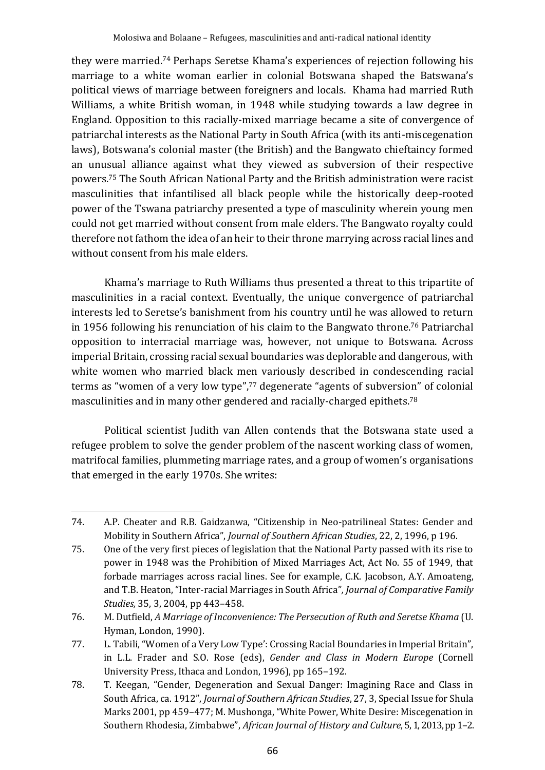they were married.[74] Perhaps Seretse Khama's experiences of rejection following his marriage to a white woman earlier in colonial Botswana shaped the Batswana's political views of marriage between foreigners and locals. Khama had married Ruth Williams, a white British woman, in 1948 while studying towards a law degree in England. Opposition to this racially-mixed marriage became a site of convergence of patriarchal interests as the National Party in South Africa (with its anti-miscegenation laws), Botswana's colonial master (the British) and the Bangwato chieftaincy formed an unusual alliance against what they viewed as subversion of their respective powers.[75] The South African National Party and the British administration were racist masculinities that infantilised all black people while the historically deep-rooted power of the Tswana patriarchy presented a type of masculinity wherein young men could not get married without consent from male elders. The Bangwato royalty could therefore not fathom the idea of an heir to their throne marrying across racial lines and without consent from his male elders.

Khama's marriage to Ruth Williams thus presented a threat to this tripartite of masculinities in a racial context. Eventually, the unique convergence of patriarchal interests led to Seretse's banishment from his country until he was allowed to return in 1956 following his renunciation of his claim to the Bangwato throne.[76] Patriarchal opposition to interracial marriage was, however, not unique to Botswana. Across imperial Britain, crossing racial sexual boundaries was deplorable and dangerous, with white women who married black men variously described in condescending racial terms as "women of a very low type",[77] degenerate "agents of subversion" of colonial masculinities and in many other gendered and racially-charged epithets.[78]

Political scientist Judith van Allen contends that the Botswana state used a refugee problem to solve the gender problem of the nascent working class of women, matrifocal families, plummeting marriage rates, and a group of women's organisations that emerged in the early 1970s. She writes:

---

74. A.P. Cheater and R.B. Gaidzanwa, "Citizenship in Neo-patrilineal States: Gender and Mobility in Southern Africa", *Journal of Southern African Studies*, 22, 2, 1996, p 196.

75. One of the very first pieces of legislation that the National Party passed with its rise to power in 1948 was the Prohibition of Mixed Marriages Act, Act No. 55 of 1949, that forbade marriages across racial lines. See for example, C.K. Jacobson, A.Y. Amoateng, and T.B. Heaton, "Inter-racial Marriages in South Africa", *Journal of Comparative Family Studies,* 35, 3, 2004, pp 443–458.

76. M. Dutfield, *A Marriage of Inconvenience: The Persecution of Ruth and Seretse Khama* (U. Hyman, London, 1990).

77. L. Tabili, "Women of a Very Low Type': Crossing Racial Boundaries in Imperial Britain", in L.L. Frader and S.O. Rose (eds), *Gender and Class in Modern Europe* (Cornell University Press, Ithaca and London, 1996), pp 165–192.

78. T. Keegan, "Gender, Degeneration and Sexual Danger: Imagining Race and Class in South Africa, ca. 1912", *Journal of Southern African Studies*, 27, 3, Special Issue for Shula Marks 2001, pp 459–477; M. Mushonga, "White Power, White Desire: Miscegenation in Southern Rhodesia, Zimbabwe", *African Journal of History and Culture*, 5, 1, 2013, pp 1–2.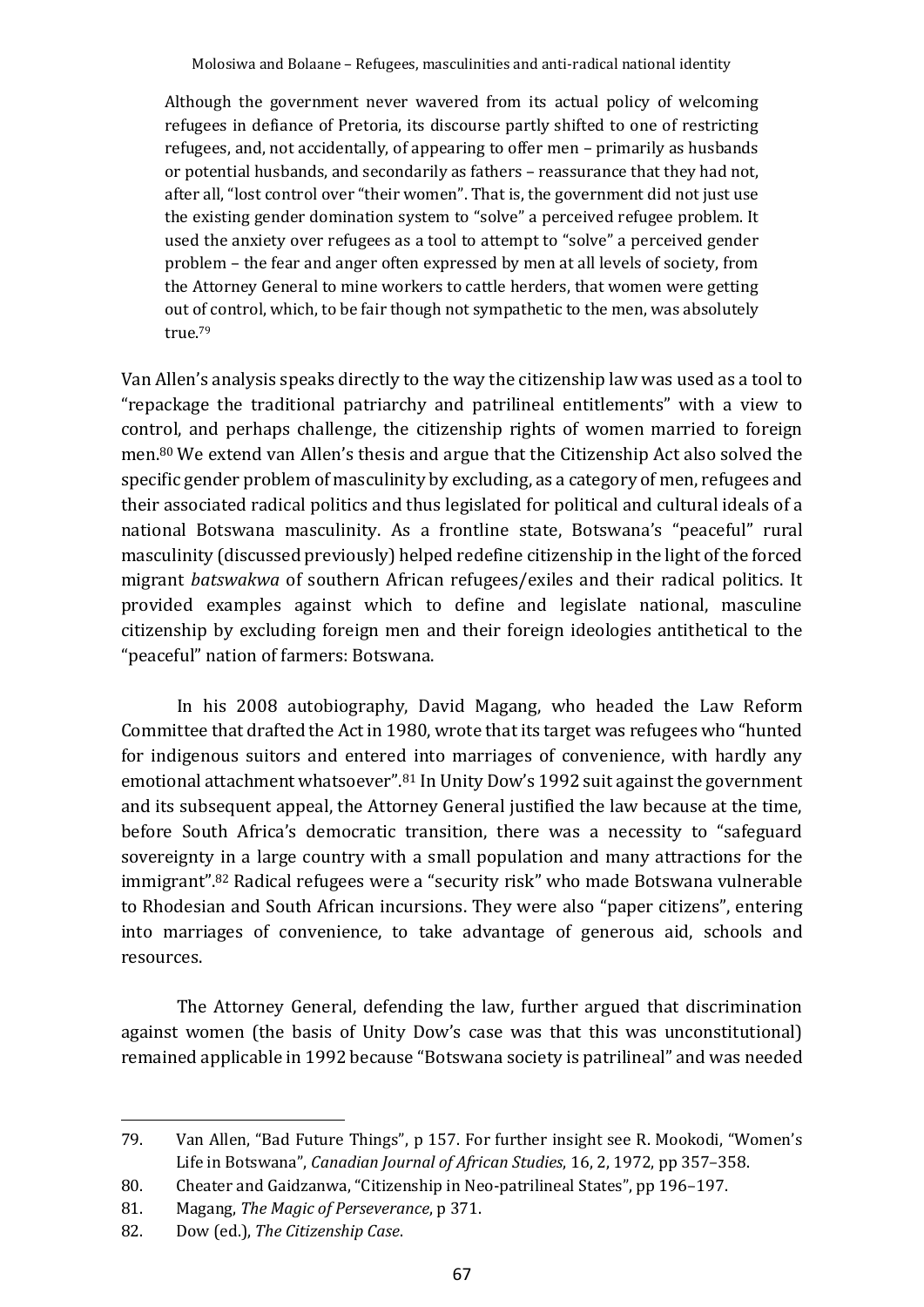> Although the government never wavered from its actual policy of welcoming refugees in defiance of Pretoria, its discourse partly shifted to one of restricting refugees, and, not accidentally, of appearing to offer men – primarily as husbands or potential husbands, and secondarily as fathers – reassurance that they had not, after all, "lost control over "their women". That is, the government did not just use the existing gender domination system to "solve" a perceived refugee problem. It used the anxiety over refugees as a tool to attempt to "solve" a perceived gender problem – the fear and anger often expressed by men at all levels of society, from the Attorney General to mine workers to cattle herders, that women were getting out of control, which, to be fair though not sympathetic to the men, was absolutely true.[79]

Van Allen's analysis speaks directly to the way the citizenship law was used as a tool to "repackage the traditional patriarchy and patrilineal entitlements" with a view to control, and perhaps challenge, the citizenship rights of women married to foreign men.[80] We extend van Allen's thesis and argue that the Citizenship Act also solved the specific gender problem of masculinity by excluding, as a category of men, refugees and their associated radical politics and thus legislated for political and cultural ideals of a national Botswana masculinity. As a frontline state, Botswana's "peaceful" rural masculinity (discussed previously) helped redefine citizenship in the light of the forced migrant *batswakwa* of southern African refugees/exiles and their radical politics. It provided examples against which to define and legislate national, masculine citizenship by excluding foreign men and their foreign ideologies antithetical to the "peaceful" nation of farmers: Botswana.

In his 2008 autobiography, David Magang, who headed the Law Reform Committee that drafted the Act in 1980, wrote that its target was refugees who "hunted for indigenous suitors and entered into marriages of convenience, with hardly any emotional attachment whatsoever".[81] In Unity Dow's 1992 suit against the government and its subsequent appeal, the Attorney General justified the law because at the time, before South Africa's democratic transition, there was a necessity to "safeguard sovereignty in a large country with a small population and many attractions for the immigrant".[82] Radical refugees were a "security risk" who made Botswana vulnerable to Rhodesian and South African incursions. They were also "paper citizens", entering into marriages of convenience, to take advantage of generous aid, schools and resources.

The Attorney General, defending the law, further argued that discrimination against women (the basis of Unity Dow's case was that this was unconstitutional) remained applicable in 1992 because "Botswana society is patrilineal" and was needed

---

79. Van Allen, "Bad Future Things", p 157. For further insight see R. Mookodi, "Women's Life in Botswana", *Canadian Journal of African Studies*, 16, 2, 1972, pp 357–358.
80. Cheater and Gaidzanwa, "Citizenship in Neo-patrilineal States", pp 196–197.
81. Magang, *The Magic of Perseverance*, p 371.
82. Dow (ed.), *The Citizenship Case*.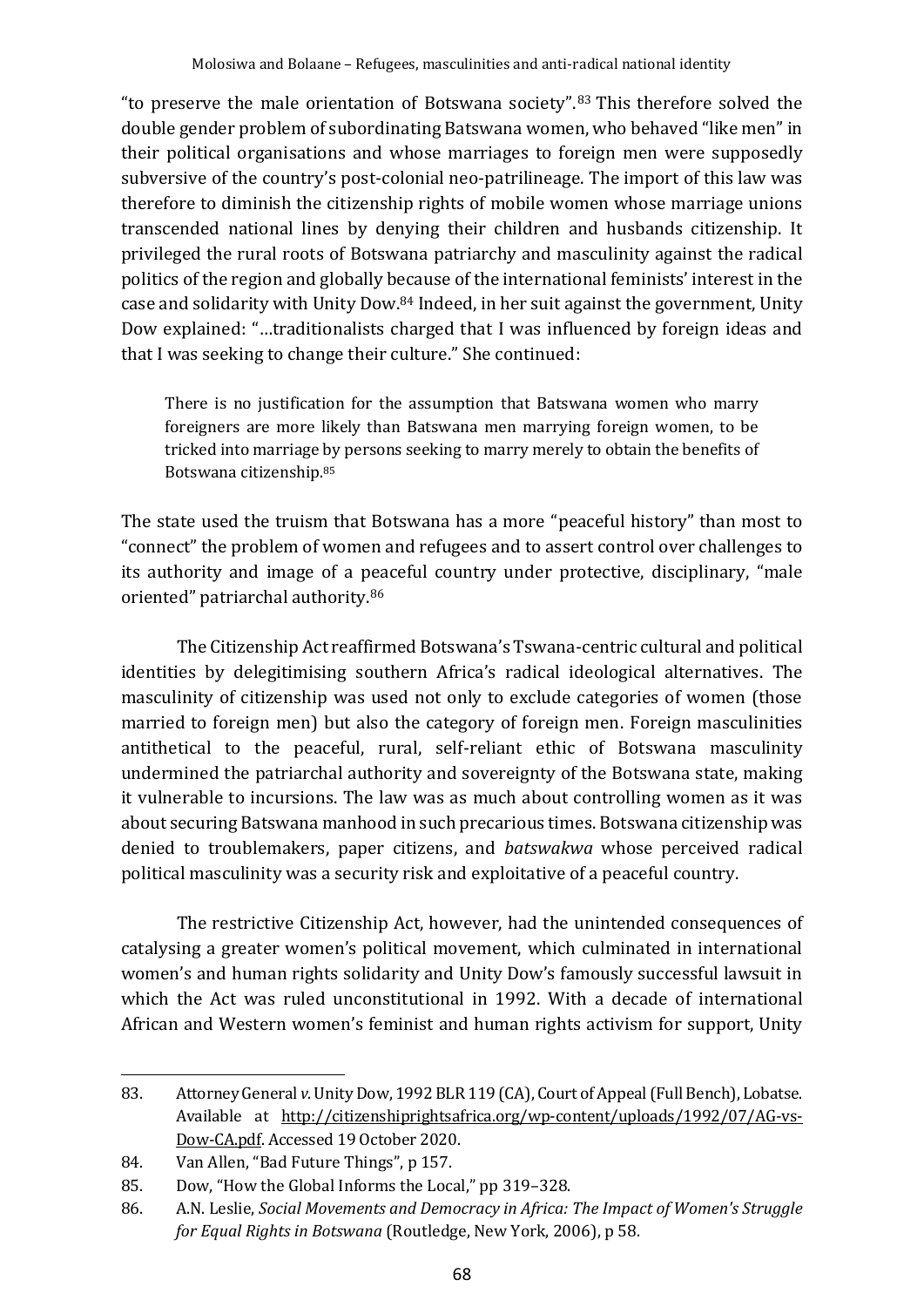"to preserve the male orientation of Botswana society".[83] This therefore solved the double gender problem of subordinating Batswana women, who behaved "like men" in their political organisations and whose marriages to foreign men were supposedly subversive of the country's post-colonial neo-patrilineage. The import of this law was therefore to diminish the citizenship rights of mobile women whose marriage unions transcended national lines by denying their children and husbands citizenship. It privileged the rural roots of Botswana patriarchy and masculinity against the radical politics of the region and globally because of the international feminists' interest in the case and solidarity with Unity Dow.[84] Indeed, in her suit against the government, Unity Dow explained: "…traditionalists charged that I was influenced by foreign ideas and that I was seeking to change their culture." She continued:

> There is no justification for the assumption that Batswana women who marry foreigners are more likely than Batswana men marrying foreign women, to be tricked into marriage by persons seeking to marry merely to obtain the benefits of Botswana citizenship.[85]

The state used the truism that Botswana has a more "peaceful history" than most to "connect" the problem of women and refugees and to assert control over challenges to its authority and image of a peaceful country under protective, disciplinary, "male oriented" patriarchal authority.[86]

The Citizenship Act reaffirmed Botswana's Tswana-centric cultural and political identities by delegitimising southern Africa's radical ideological alternatives. The masculinity of citizenship was used not only to exclude categories of women (those married to foreign men) but also the category of foreign men. Foreign masculinities antithetical to the peaceful, rural, self-reliant ethic of Botswana masculinity undermined the patriarchal authority and sovereignty of the Botswana state, making it vulnerable to incursions. The law was as much about controlling women as it was about securing Batswana manhood in such precarious times. Botswana citizenship was denied to troublemakers, paper citizens, and *batswakwa* whose perceived radical political masculinity was a security risk and exploitative of a peaceful country.

The restrictive Citizenship Act, however, had the unintended consequences of catalysing a greater women's political movement, which culminated in international women's and human rights solidarity and Unity Dow's famously successful lawsuit in which the Act was ruled unconstitutional in 1992. With a decade of international African and Western women's feminist and human rights activism for support, Unity

---

83. Attorney General *v.* Unity Dow, 1992 BLR 119 (CA), Court of Appeal (Full Bench), Lobatse. Available at http://citizenshiprightsafrica.org/wp-content/uploads/1992/07/AG-vs-Dow-CA.pdf. Accessed 19 October 2020.
84. Van Allen, "Bad Future Things", p 157.
85. Dow, "How the Global Informs the Local," pp 319–328.
86. A.N. Leslie, *Social Movements and Democracy in Africa: The Impact of Women's Struggle for Equal Rights in Botswana* (Routledge, New York, 2006), p 58.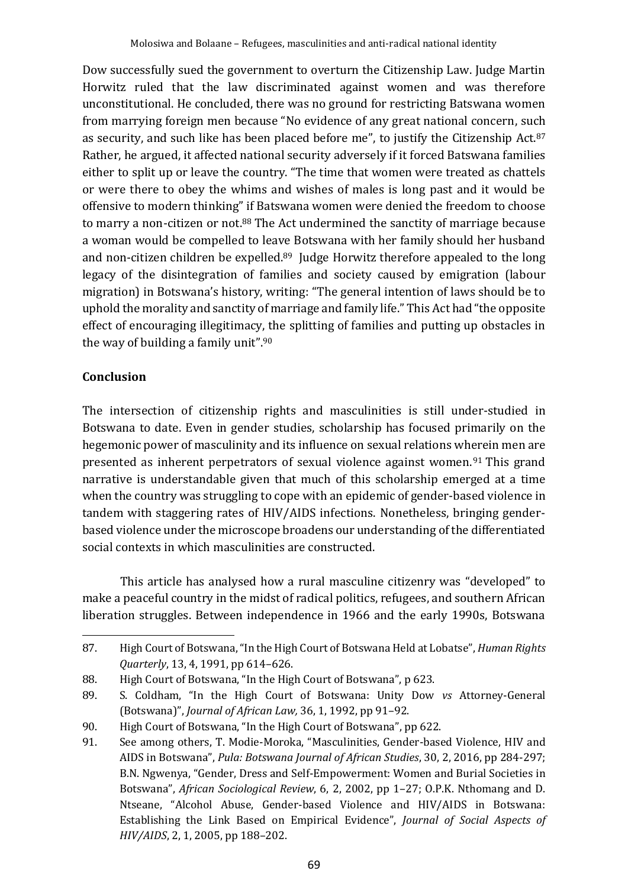Dow successfully sued the government to overturn the Citizenship Law. Judge Martin Horwitz ruled that the law discriminated against women and was therefore unconstitutional. He concluded, there was no ground for restricting Batswana women from marrying foreign men because "No evidence of any great national concern, such as security, and such like has been placed before me", to justify the Citizenship Act.[87] Rather, he argued, it affected national security adversely if it forced Batswana families either to split up or leave the country. "The time that women were treated as chattels or were there to obey the whims and wishes of males is long past and it would be offensive to modern thinking" if Batswana women were denied the freedom to choose to marry a non-citizen or not.[88] The Act undermined the sanctity of marriage because a woman would be compelled to leave Botswana with her family should her husband and non-citizen children be expelled.[89] Judge Horwitz therefore appealed to the long legacy of the disintegration of families and society caused by emigration (labour migration) in Botswana's history, writing: "The general intention of laws should be to uphold the morality and sanctity of marriage and family life." This Act had "the opposite effect of encouraging illegitimacy, the splitting of families and putting up obstacles in the way of building a family unit".[90]

## Conclusion

The intersection of citizenship rights and masculinities is still under-studied in Botswana to date. Even in gender studies, scholarship has focused primarily on the hegemonic power of masculinity and its influence on sexual relations wherein men are presented as inherent perpetrators of sexual violence against women.[91] This grand narrative is understandable given that much of this scholarship emerged at a time when the country was struggling to cope with an epidemic of gender-based violence in tandem with staggering rates of HIV/AIDS infections. Nonetheless, bringing gender-based violence under the microscope broadens our understanding of the differentiated social contexts in which masculinities are constructed.

This article has analysed how a rural masculine citizenry was "developed" to make a peaceful country in the midst of radical politics, refugees, and southern African liberation struggles. Between independence in 1966 and the early 1990s, Botswana

87. High Court of Botswana, "In the High Court of Botswana Held at Lobatse", *Human Rights Quarterly*, 13, 4, 1991, pp 614–626.
88. High Court of Botswana, "In the High Court of Botswana", p 623.
89. S. Coldham, "In the High Court of Botswana: Unity Dow *vs* Attorney-General (Botswana)", *Journal of African Law,* 36, 1, 1992, pp 91–92.
90. High Court of Botswana, "In the High Court of Botswana", pp 622.
91. See among others, T. Modie-Moroka, "Masculinities, Gender-based Violence, HIV and AIDS in Botswana", *Pula: Botswana Journal of African Studies*, 30, 2, 2016, pp 284-297; B.N. Ngwenya, "Gender, Dress and Self-Empowerment: Women and Burial Societies in Botswana", *African Sociological Review*, 6, 2, 2002, pp 1–27; O.P.K. Nthomang and D. Ntseane, "Alcohol Abuse, Gender-based Violence and HIV/AIDS in Botswana: Establishing the Link Based on Empirical Evidence", *Journal of Social Aspects of HIV/AIDS*, 2, 1, 2005, pp 188–202.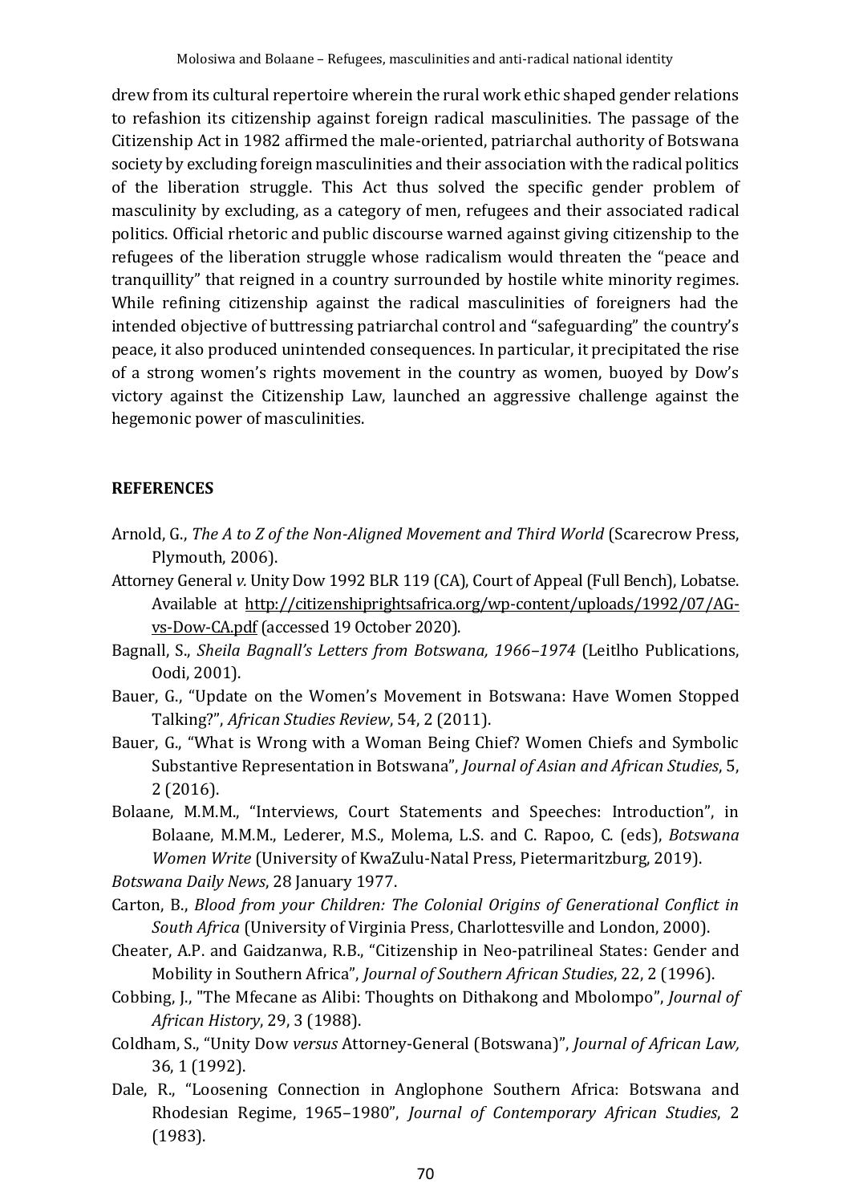drew from its cultural repertoire wherein the rural work ethic shaped gender relations to refashion its citizenship against foreign radical masculinities. The passage of the Citizenship Act in 1982 affirmed the male-oriented, patriarchal authority of Botswana society by excluding foreign masculinities and their association with the radical politics of the liberation struggle. This Act thus solved the specific gender problem of masculinity by excluding, as a category of men, refugees and their associated radical politics. Official rhetoric and public discourse warned against giving citizenship to the refugees of the liberation struggle whose radicalism would threaten the "peace and tranquillity" that reigned in a country surrounded by hostile white minority regimes. While refining citizenship against the radical masculinities of foreigners had the intended objective of buttressing patriarchal control and "safeguarding" the country's peace, it also produced unintended consequences. In particular, it precipitated the rise of a strong women's rights movement in the country as women, buoyed by Dow's victory against the Citizenship Law, launched an aggressive challenge against the hegemonic power of masculinities.

## REFERENCES

Arnold, G., *The A to Z of the Non-Aligned Movement and Third World* (Scarecrow Press, Plymouth, 2006).

Attorney General *v.* Unity Dow 1992 BLR 119 (CA), Court of Appeal (Full Bench), Lobatse. Available at http://citizenshiprightsafrica.org/wp-content/uploads/1992/07/AG-vs-Dow-CA.pdf (accessed 19 October 2020).

Bagnall, S., *Sheila Bagnall's Letters from Botswana, 1966–1974* (Leitlho Publications, Oodi, 2001).

Bauer, G., "Update on the Women's Movement in Botswana: Have Women Stopped Talking?", *African Studies Review*, 54, 2 (2011).

Bauer, G., "What is Wrong with a Woman Being Chief? Women Chiefs and Symbolic Substantive Representation in Botswana", *Journal of Asian and African Studies*, 5, 2 (2016).

Bolaane, M.M.M., "Interviews, Court Statements and Speeches: Introduction", in Bolaane, M.M.M., Lederer, M.S., Molema, L.S. and C. Rapoo, C. (eds), *Botswana Women Write* (University of KwaZulu-Natal Press, Pietermaritzburg, 2019).

*Botswana Daily News*, 28 January 1977.

Carton, B., *Blood from your Children: The Colonial Origins of Generational Conflict in South Africa* (University of Virginia Press, Charlottesville and London, 2000).

Cheater, A.P. and Gaidzanwa, R.B., "Citizenship in Neo-patrilineal States: Gender and Mobility in Southern Africa", *Journal of Southern African Studies*, 22, 2 (1996).

Cobbing, J., "The Mfecane as Alibi: Thoughts on Dithakong and Mbolompo", *Journal of African History*, 29, 3 (1988).

Coldham, S., "Unity Dow *versus* Attorney-General (Botswana)", *Journal of African Law,* 36, 1 (1992).

Dale, R., "Loosening Connection in Anglophone Southern Africa: Botswana and Rhodesian Regime, 1965–1980", *Journal of Contemporary African Studies*, 2 (1983).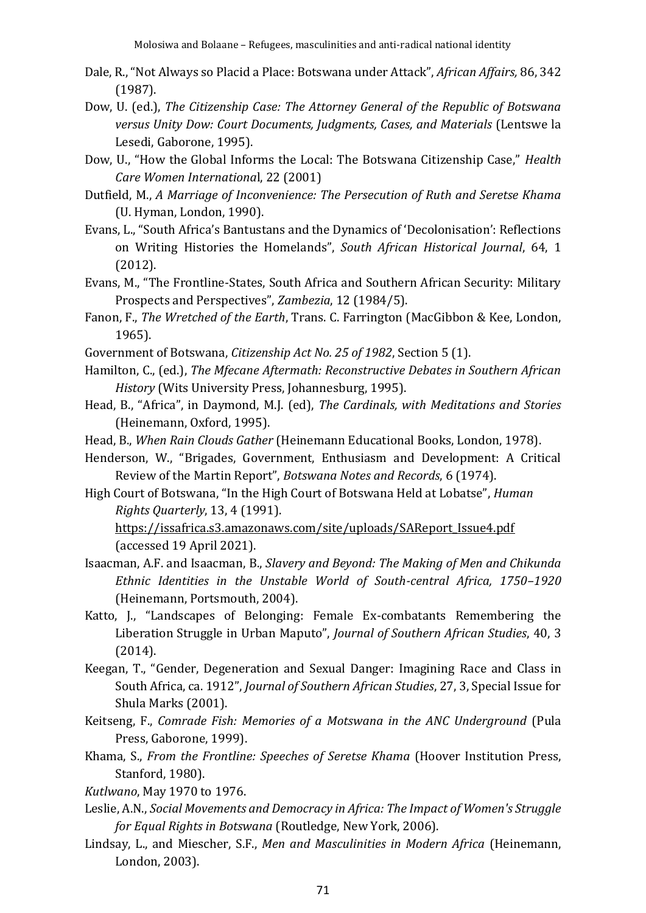Dale, R., "Not Always so Placid a Place: Botswana under Attack", *African Affairs,* 86, 342 (1987).

Dow, U. (ed.), *The Citizenship Case: The Attorney General of the Republic of Botswana versus Unity Dow: Court Documents, Judgments, Cases, and Materials* (Lentswe la Lesedi, Gaborone, 1995).

Dow, U., "How the Global Informs the Local: The Botswana Citizenship Case," *Health Care Women Internationa*l, 22 (2001)

Dutfield, M., *A Marriage of Inconvenience: The Persecution of Ruth and Seretse Khama* (U. Hyman, London, 1990).

Evans, L., "South Africa's Bantustans and the Dynamics of 'Decolonisation': Reflections on Writing Histories the Homelands", *South African Historical Journal*, 64, 1 (2012).

Evans, M., "The Frontline-States, South Africa and Southern African Security: Military Prospects and Perspectives", *Zambezia*, 12 (1984/5).

Fanon, F., *The Wretched of the Earth*, Trans. C. Farrington (MacGibbon & Kee, London, 1965).

Government of Botswana, *Citizenship Act No. 25 of 1982*, Section 5 (1).

Hamilton, C., (ed.), *The Mfecane Aftermath: Reconstructive Debates in Southern African History* (Wits University Press, Johannesburg, 1995).

Head, B., "Africa", in Daymond, M.J. (ed), *The Cardinals, with Meditations and Stories* (Heinemann, Oxford, 1995).

Head, B., *When Rain Clouds Gather* (Heinemann Educational Books, London, 1978).

Henderson, W., "Brigades, Government, Enthusiasm and Development: A Critical Review of the Martin Report", *Botswana Notes and Records*, 6 (1974).

High Court of Botswana, "In the High Court of Botswana Held at Lobatse", *Human Rights Quarterly*, 13, 4 (1991). https://issafrica.s3.amazonaws.com/site/uploads/SAReport_Issue4.pdf (accessed 19 April 2021).

Isaacman, A.F. and Isaacman, B., *Slavery and Beyond: The Making of Men and Chikunda Ethnic Identities in the Unstable World of South-central Africa, 1750–1920* (Heinemann, Portsmouth, 2004).

Katto, J., "Landscapes of Belonging: Female Ex-combatants Remembering the Liberation Struggle in Urban Maputo", *Journal of Southern African Studies*, 40, 3 (2014).

Keegan, T., "Gender, Degeneration and Sexual Danger: Imagining Race and Class in South Africa, ca. 1912", *Journal of Southern African Studies*, 27, 3, Special Issue for Shula Marks (2001).

Keitseng, F., *Comrade Fish: Memories of a Motswana in the ANC Underground* (Pula Press, Gaborone, 1999).

Khama, S., *From the Frontline: Speeches of Seretse Khama* (Hoover Institution Press, Stanford, 1980).

*Kutlwano*, May 1970 to 1976.

Leslie, A.N., *Social Movements and Democracy in Africa: The Impact of Women's Struggle for Equal Rights in Botswana* (Routledge, New York, 2006).

Lindsay, L., and Miescher, S.F., *Men and Masculinities in Modern Africa* (Heinemann, London, 2003).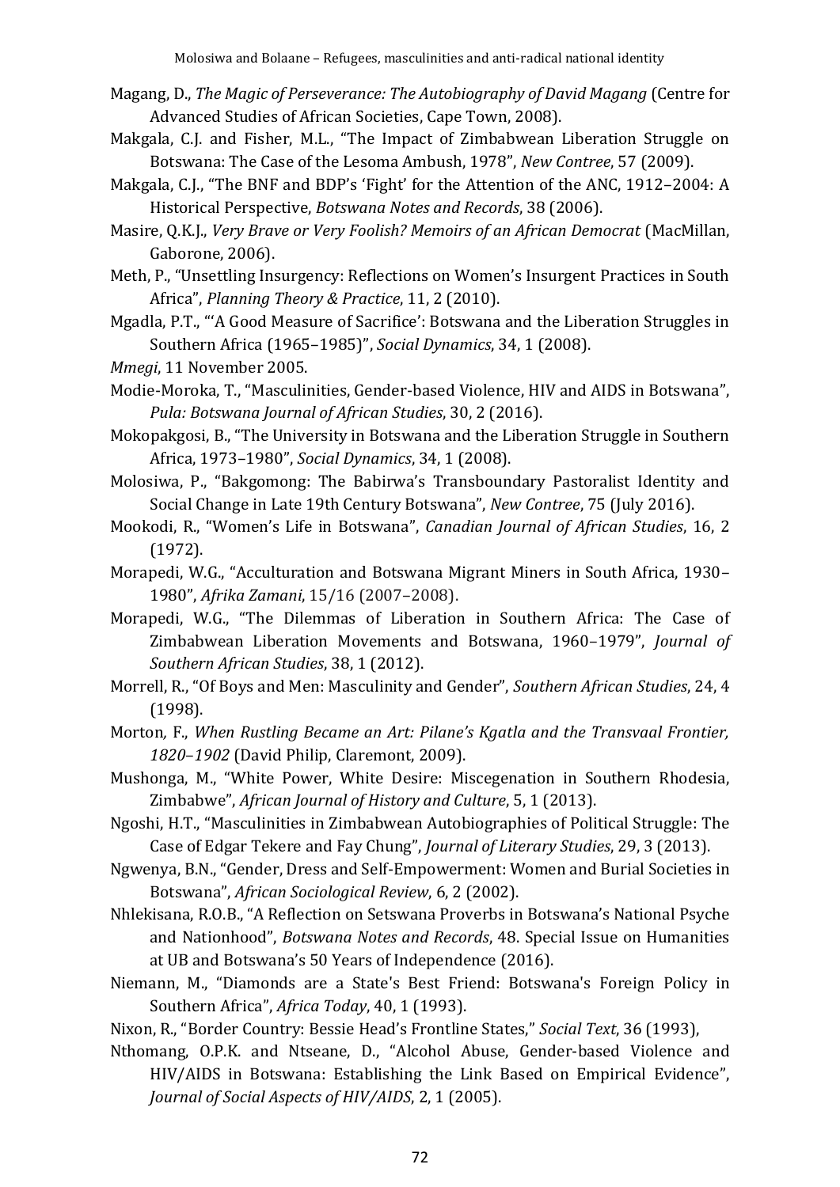Magang, D., *The Magic of Perseverance: The Autobiography of David Magang* (Centre for Advanced Studies of African Societies, Cape Town, 2008).

Makgala, C.J. and Fisher, M.L., "The Impact of Zimbabwean Liberation Struggle on Botswana: The Case of the Lesoma Ambush, 1978", *New Contree*, 57 (2009).

Makgala, C.J., "The BNF and BDP's 'Fight' for the Attention of the ANC, 1912–2004: A Historical Perspective, *Botswana Notes and Records*, 38 (2006).

Masire, Q.K.J., *Very Brave or Very Foolish? Memoirs of an African Democrat* (MacMillan, Gaborone, 2006).

Meth, P., "Unsettling Insurgency: Reflections on Women's Insurgent Practices in South Africa", *Planning Theory & Practice*, 11, 2 (2010).

Mgadla, P.T., "'A Good Measure of Sacrifice': Botswana and the Liberation Struggles in Southern Africa (1965–1985)", *Social Dynamics*, 34, 1 (2008).

*Mmegi*, 11 November 2005.

Modie-Moroka, T., "Masculinities, Gender-based Violence, HIV and AIDS in Botswana", *Pula: Botswana Journal of African Studies*, 30, 2 (2016).

Mokopakgosi, B., "The University in Botswana and the Liberation Struggle in Southern Africa, 1973–1980", *Social Dynamics*, 34, 1 (2008).

Molosiwa, P., "Bakgomong: The Babirwa's Transboundary Pastoralist Identity and Social Change in Late 19th Century Botswana", *New Contree*, 75 (July 2016).

Mookodi, R., "Women's Life in Botswana", *Canadian Journal of African Studies*, 16, 2 (1972).

Morapedi, W.G., "Acculturation and Botswana Migrant Miners in South Africa, 1930–1980", *Afrika Zamani*, 15/16 (2007–2008).

Morapedi, W.G., "The Dilemmas of Liberation in Southern Africa: The Case of Zimbabwean Liberation Movements and Botswana, 1960–1979", *Journal of Southern African Studies*, 38, 1 (2012).

Morrell, R., "Of Boys and Men: Masculinity and Gender", *Southern African Studies*, 24, 4 (1998).

Morton, F., *When Rustling Became an Art: Pilane's Kgatla and the Transvaal Frontier, 1820–1902* (David Philip, Claremont, 2009).

Mushonga, M., "White Power, White Desire: Miscegenation in Southern Rhodesia, Zimbabwe", *African Journal of History and Culture*, 5, 1 (2013).

Ngoshi, H.T., "Masculinities in Zimbabwean Autobiographies of Political Struggle: The Case of Edgar Tekere and Fay Chung", *Journal of Literary Studies*, 29, 3 (2013).

Ngwenya, B.N., "Gender, Dress and Self-Empowerment: Women and Burial Societies in Botswana", *African Sociological Review*, 6, 2 (2002).

Nhlekisana, R.O.B., "A Reflection on Setswana Proverbs in Botswana's National Psyche and Nationhood", *Botswana Notes and Records*, 48. Special Issue on Humanities at UB and Botswana's 50 Years of Independence (2016).

Niemann, M., "Diamonds are a State's Best Friend: Botswana's Foreign Policy in Southern Africa", *Africa Today*, 40, 1 (1993).

Nixon, R., "Border Country: Bessie Head's Frontline States," *Social Text*, 36 (1993),

Nthomang, O.P.K. and Ntseane, D., "Alcohol Abuse, Gender-based Violence and HIV/AIDS in Botswana: Establishing the Link Based on Empirical Evidence", *Journal of Social Aspects of HIV/AIDS*, 2, 1 (2005).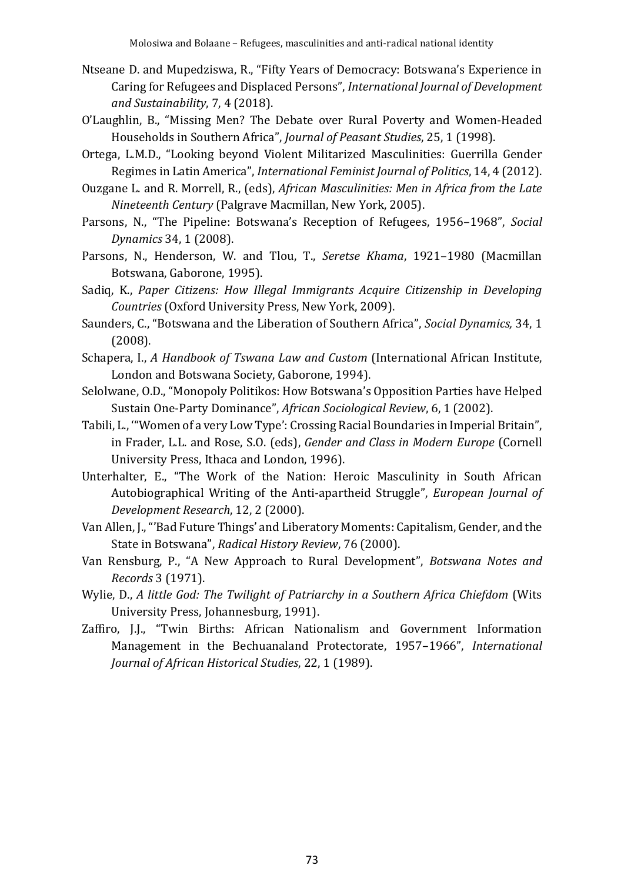Ntseane D. and Mupedziswa, R., "Fifty Years of Democracy: Botswana's Experience in Caring for Refugees and Displaced Persons", *International Journal of Development and Sustainability*, 7, 4 (2018).

O'Laughlin, B., "Missing Men? The Debate over Rural Poverty and Women-Headed Households in Southern Africa", *Journal of Peasant Studies*, 25, 1 (1998).

Ortega, L.M.D., "Looking beyond Violent Militarized Masculinities: Guerrilla Gender Regimes in Latin America", *International Feminist Journal of Politics*, 14, 4 (2012).

Ouzgane L. and R. Morrell, R., (eds), *African Masculinities: Men in Africa from the Late Nineteenth Century* (Palgrave Macmillan, New York, 2005).

Parsons, N., "The Pipeline: Botswana's Reception of Refugees, 1956–1968", *Social Dynamics* 34, 1 (2008).

Parsons, N., Henderson, W. and Tlou, T., *Seretse Khama*, 1921–1980 (Macmillan Botswana, Gaborone, 1995).

Sadiq, K., *Paper Citizens: How Illegal Immigrants Acquire Citizenship in Developing Countries* (Oxford University Press, New York, 2009).

Saunders, C., "Botswana and the Liberation of Southern Africa", *Social Dynamics,* 34, 1 (2008).

Schapera, I., *A Handbook of Tswana Law and Custom* (International African Institute, London and Botswana Society, Gaborone, 1994).

Selolwane, O.D., "Monopoly Politikos: How Botswana's Opposition Parties have Helped Sustain One-Party Dominance", *African Sociological Review*, 6, 1 (2002).

Tabili, L., '"Women of a very Low Type': Crossing Racial Boundaries in Imperial Britain", in Frader, L.L. and Rose, S.O. (eds), *Gender and Class in Modern Europe* (Cornell University Press, Ithaca and London, 1996).

Unterhalter, E., "The Work of the Nation: Heroic Masculinity in South African Autobiographical Writing of the Anti-apartheid Struggle", *European Journal of Development Research*, 12, 2 (2000).

Van Allen, J., "'Bad Future Things' and Liberatory Moments: Capitalism, Gender, and the State in Botswana", *Radical History Review*, 76 (2000).

Van Rensburg, P., "A New Approach to Rural Development", *Botswana Notes and Records* 3 (1971).

Wylie, D., *A little God: The Twilight of Patriarchy in a Southern Africa Chiefdom* (Wits University Press, Johannesburg, 1991).

Zaffiro, J.J., "Twin Births: African Nationalism and Government Information Management in the Bechuanaland Protectorate, 1957–1966", *International Journal of African Historical Studies*, 22, 1 (1989).